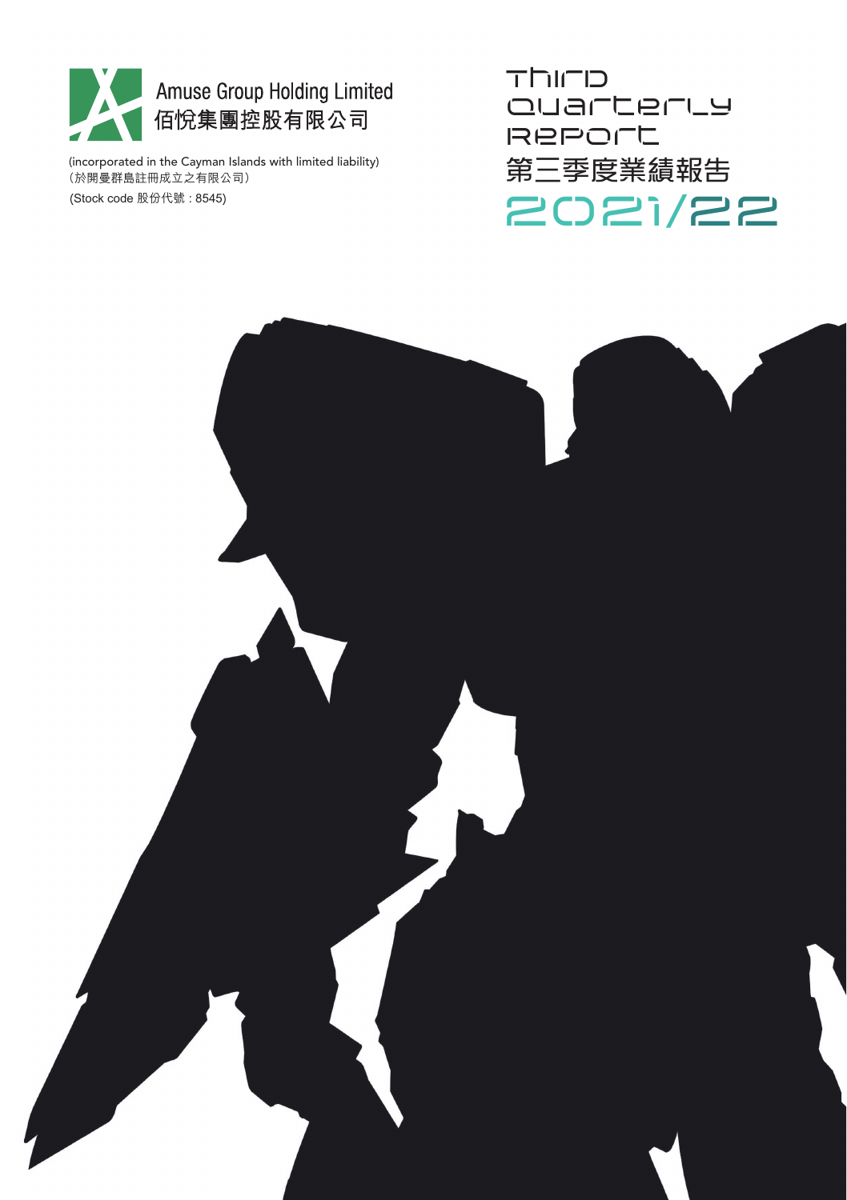Amuse Group Holding Limited
佰悅集團控股有限公司

(incorporated in the Cayman Islands with limited liability)
（於開曼群島註冊成立之有限公司）

(Stock code 股份代號 : 8545)

# Third Quarterly Report
# 第三季度業績報告
# 2021/22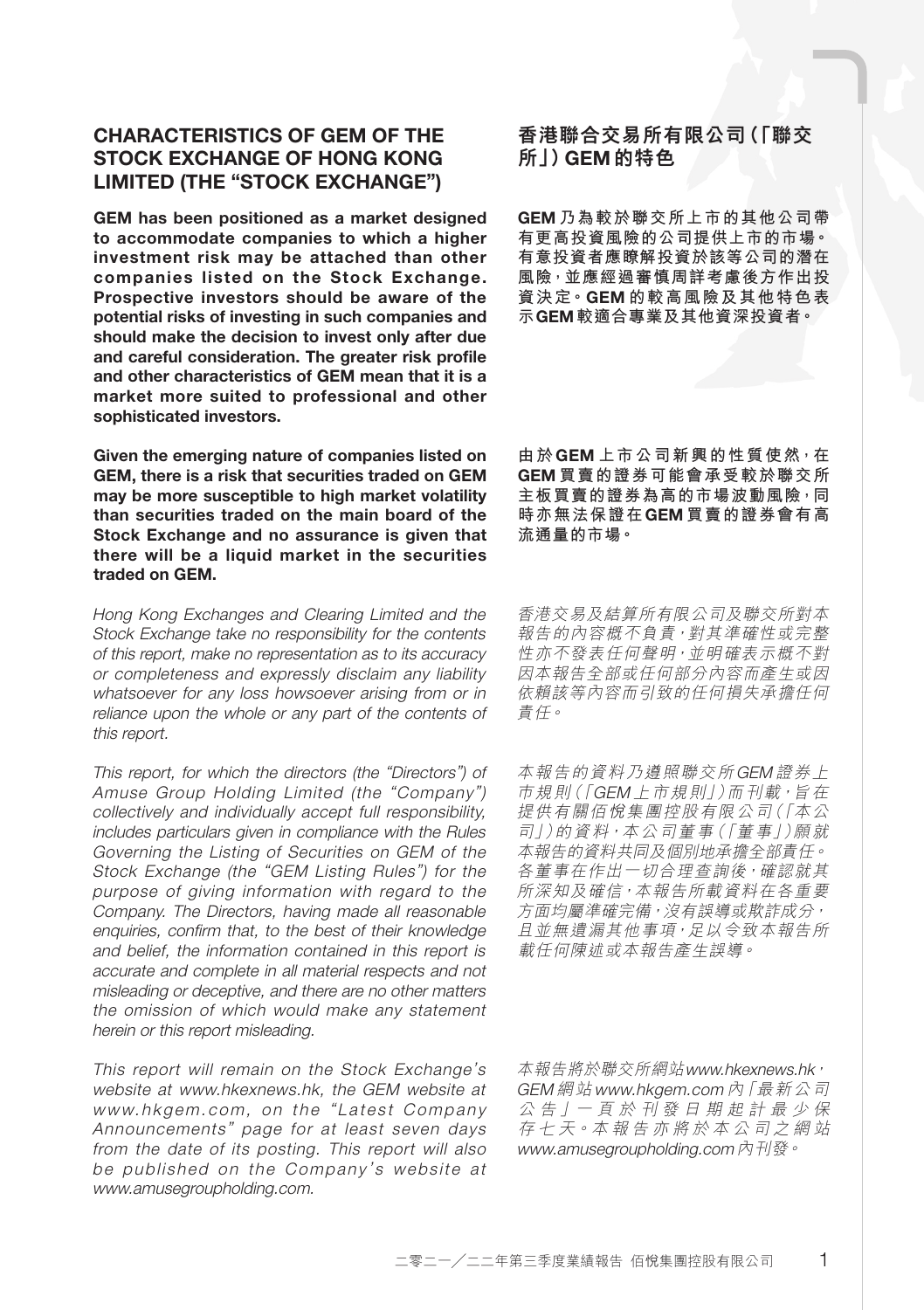## CHARACTERISTICS OF GEM OF THE STOCK EXCHANGE OF HONG KONG LIMITED (THE "STOCK EXCHANGE")

**GEM has been positioned as a market designed to accommodate companies to which a higher investment risk may be attached than other companies listed on the Stock Exchange. Prospective investors should be aware of the potential risks of investing in such companies and should make the decision to invest only after due and careful consideration. The greater risk profile and other characteristics of GEM mean that it is a market more suited to professional and other sophisticated investors.**

**Given the emerging nature of companies listed on GEM, there is a risk that securities traded on GEM may be more susceptible to high market volatility than securities traded on the main board of the Stock Exchange and no assurance is given that there will be a liquid market in the securities traded on GEM.**

*Hong Kong Exchanges and Clearing Limited and the Stock Exchange take no responsibility for the contents of this report, make no representation as to its accuracy or completeness and expressly disclaim any liability whatsoever for any loss howsoever arising from or in reliance upon the whole or any part of the contents of this report.*

*This report, for which the directors (the "Directors") of Amuse Group Holding Limited (the "Company") collectively and individually accept full responsibility, includes particulars given in compliance with the Rules Governing the Listing of Securities on GEM of the Stock Exchange (the "GEM Listing Rules") for the purpose of giving information with regard to the Company. The Directors, having made all reasonable enquiries, confirm that, to the best of their knowledge and belief, the information contained in this report is accurate and complete in all material respects and not misleading or deceptive, and there are no other matters the omission of which would make any statement herein or this report misleading.*

*This report will remain on the Stock Exchange's website at www.hkexnews.hk, the GEM website at www.hkgem.com, on the "Latest Company Announcements" page for at least seven days from the date of its posting. This report will also be published on the Company's website at www.amusegroupholding.com.*

## 香港聯合交易所有限公司（「聯交所」）GEM的特色

**GEM乃為較於聯交所上市的其他公司帶有更高投資風險的公司提供上市的市場。有意投資者應瞭解投資於該等公司的潛在風險，並應經過審慎周詳考慮後方作出投資決定。GEM的較高風險及其他特色表示GEM較適合專業及其他資深投資者。**

**由於GEM上市公司新興的性質使然，在GEM買賣的證券可能會承受較於聯交所主板買賣的證券為高的市場波動風險，同時亦無法保證在GEM買賣的證券會有高流通量的市場。**

*香港交易及結算所有限公司及聯交所對本報告的內容概不負責，對其準確性或完整性亦不發表任何聲明，並明確表示概不對因本報告全部或任何部分內容而產生或因依賴該等內容而引致的任何損失承擔任何責任。*

*本報告的資料乃遵照聯交所GEM證券上市規則（「GEM上市規則」）而刊載，旨在提供有關佰悅集團控股有限公司（「本公司」）的資料，本公司董事（「董事」）願就本報告的資料共同及個別地承擔全部責任。各董事在作出一切合理查詢後，確認就其所深知及確信，本報告所載資料在各重要方面均屬準確完備，沒有誤導或欺詐成分，且並無遺漏其他事項，足以令致本報告所載任何陳述或本報告產生誤導。*

*本報告將於聯交所網站www.hkexnews.hk，GEM網站www.hkgem.com內「最新公司公告」一頁於刊發日期起計最少保存七天。本報告亦將於本公司之網站www.amusegroupholding.com內刊發。*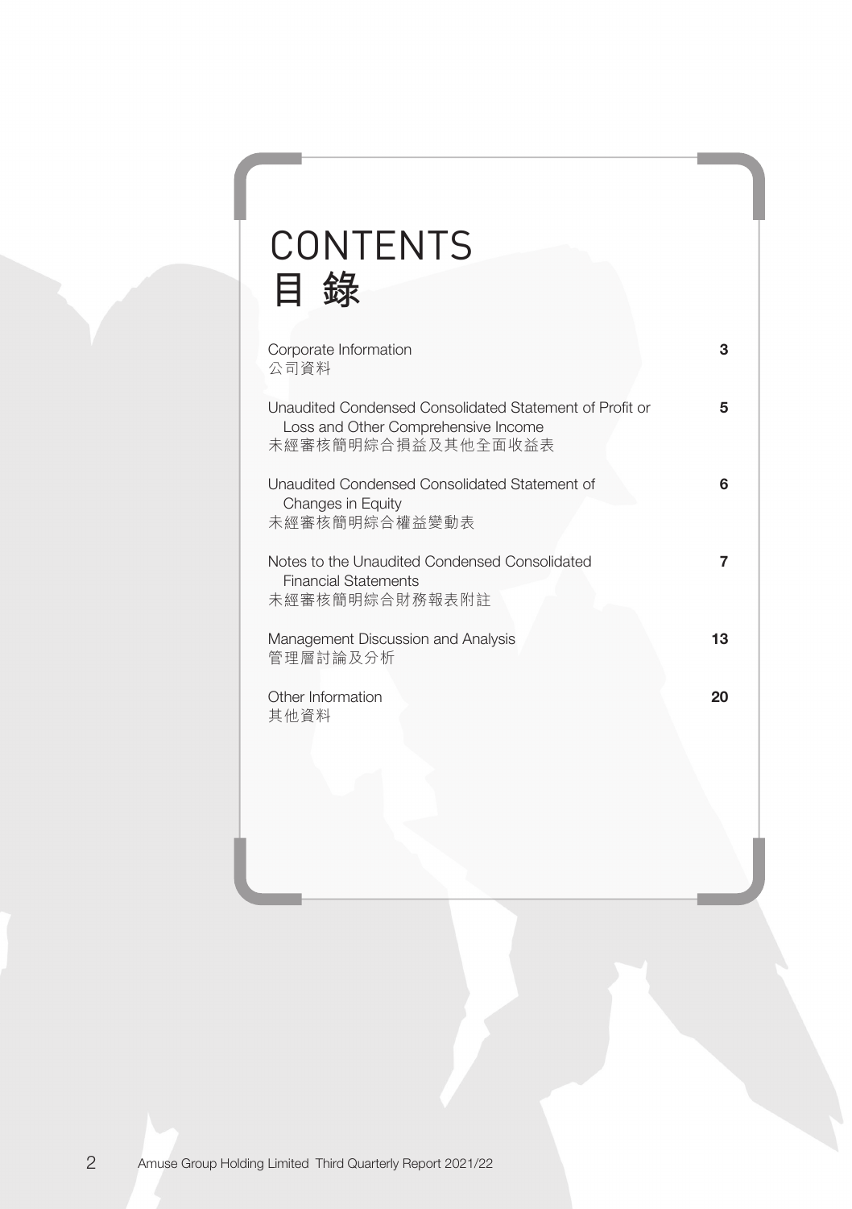# CONTENTS
# 目 錄

| | |
|---|---|
| Corporate Information<br>公司資料 | 3 |
| Unaudited Condensed Consolidated Statement of Profit or Loss and Other Comprehensive Income<br>未經審核簡明綜合損益及其他全面收益表 | 5 |
| Unaudited Condensed Consolidated Statement of Changes in Equity<br>未經審核簡明綜合權益變動表 | 6 |
| Notes to the Unaudited Condensed Consolidated Financial Statements<br>未經審核簡明綜合財務報表附註 | 7 |
| Management Discussion and Analysis<br>管理層討論及分析 | 13 |
| Other Information<br>其他資料 | 20 |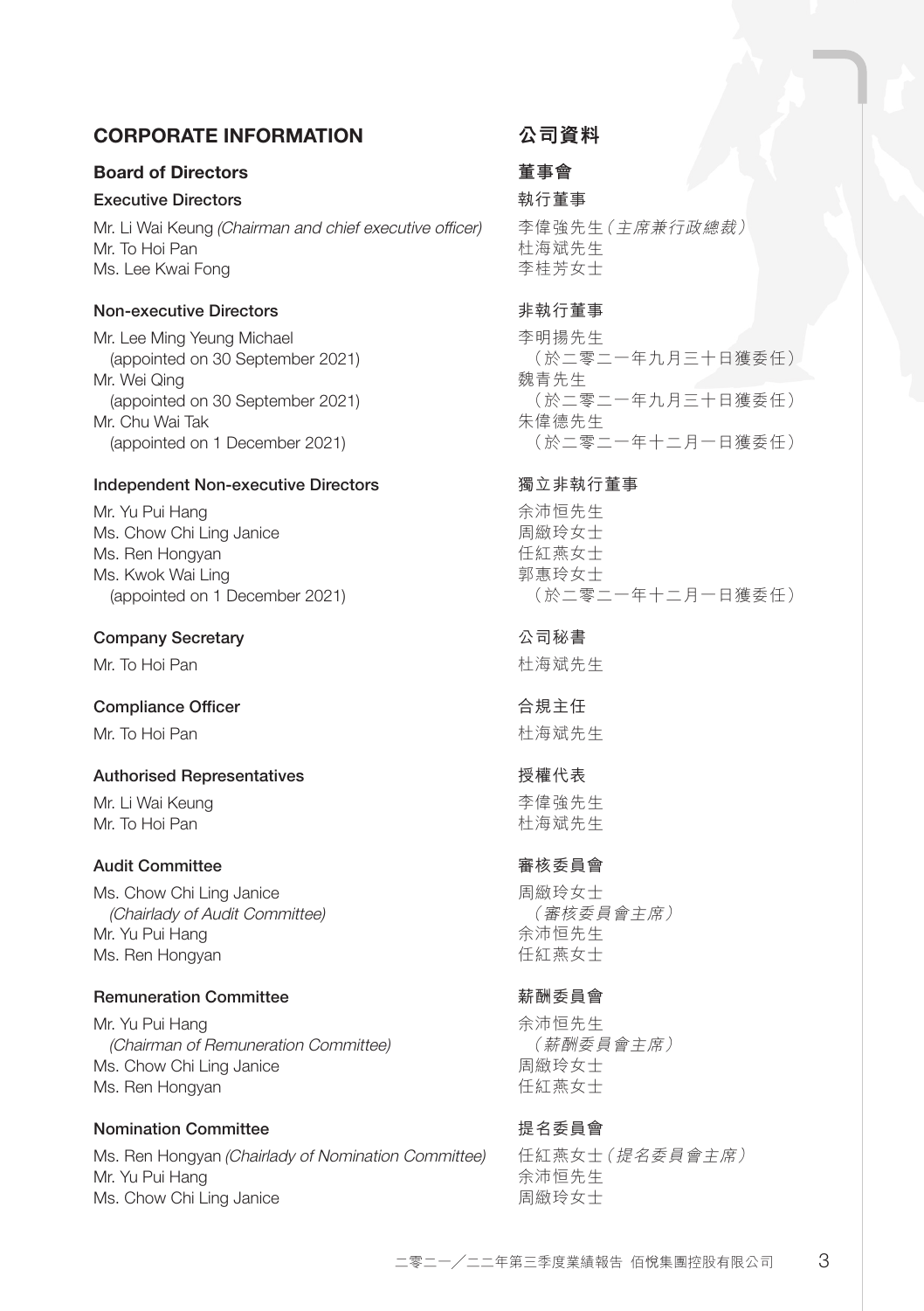# CORPORATE INFORMATION

## Board of Directors

### Executive Directors

Mr. Li Wai Keung *(Chairman and chief executive officer)*
Mr. To Hoi Pan
Ms. Lee Kwai Fong

### Non-executive Directors

Mr. Lee Ming Yeung Michael
(appointed on 30 September 2021)
Mr. Wei Qing
(appointed on 30 September 2021)
Mr. Chu Wai Tak
(appointed on 1 December 2021)

### Independent Non-executive Directors

Mr. Yu Pui Hang
Ms. Chow Chi Ling Janice
Ms. Ren Hongyan
Ms. Kwok Wai Ling
(appointed on 1 December 2021)

### Company Secretary

Mr. To Hoi Pan

### Compliance Officer

Mr. To Hoi Pan

### Authorised Representatives

Mr. Li Wai Keung
Mr. To Hoi Pan

### Audit Committee

Ms. Chow Chi Ling Janice
*(Chairlady of Audit Committee)*
Mr. Yu Pui Hang
Ms. Ren Hongyan

### Remuneration Committee

Mr. Yu Pui Hang
*(Chairman of Remuneration Committee)*
Ms. Chow Chi Ling Janice
Ms. Ren Hongyan

### Nomination Committee

Ms. Ren Hongyan *(Chairlady of Nomination Committee)*
Mr. Yu Pui Hang
Ms. Chow Chi Ling Janice

# 公司資料

## 董事會

### 執行董事

李偉強先生*（主席兼行政總裁）*
杜海斌先生
李桂芳女士

### 非執行董事

李明揚先生
（於二零二一年九月三十日獲委任）
魏青先生
（於二零二一年九月三十日獲委任）
朱偉德先生
（於二零二一年十二月一日獲委任）

### 獨立非執行董事

余沛恒先生
周緻玲女士
任紅燕女士
郭惠玲女士
（於二零二一年十二月一日獲委任）

### 公司秘書

杜海斌先生

### 合規主任

杜海斌先生

### 授權代表

李偉強先生
杜海斌先生

### 審核委員會

周緻玲女士
*（審核委員會主席）*
余沛恒先生
任紅燕女士

### 薪酬委員會

余沛恒先生
*（薪酬委員會主席）*
周緻玲女士
任紅燕女士

### 提名委員會

任紅燕女士*（提名委員會主席）*
余沛恒先生
周緻玲女士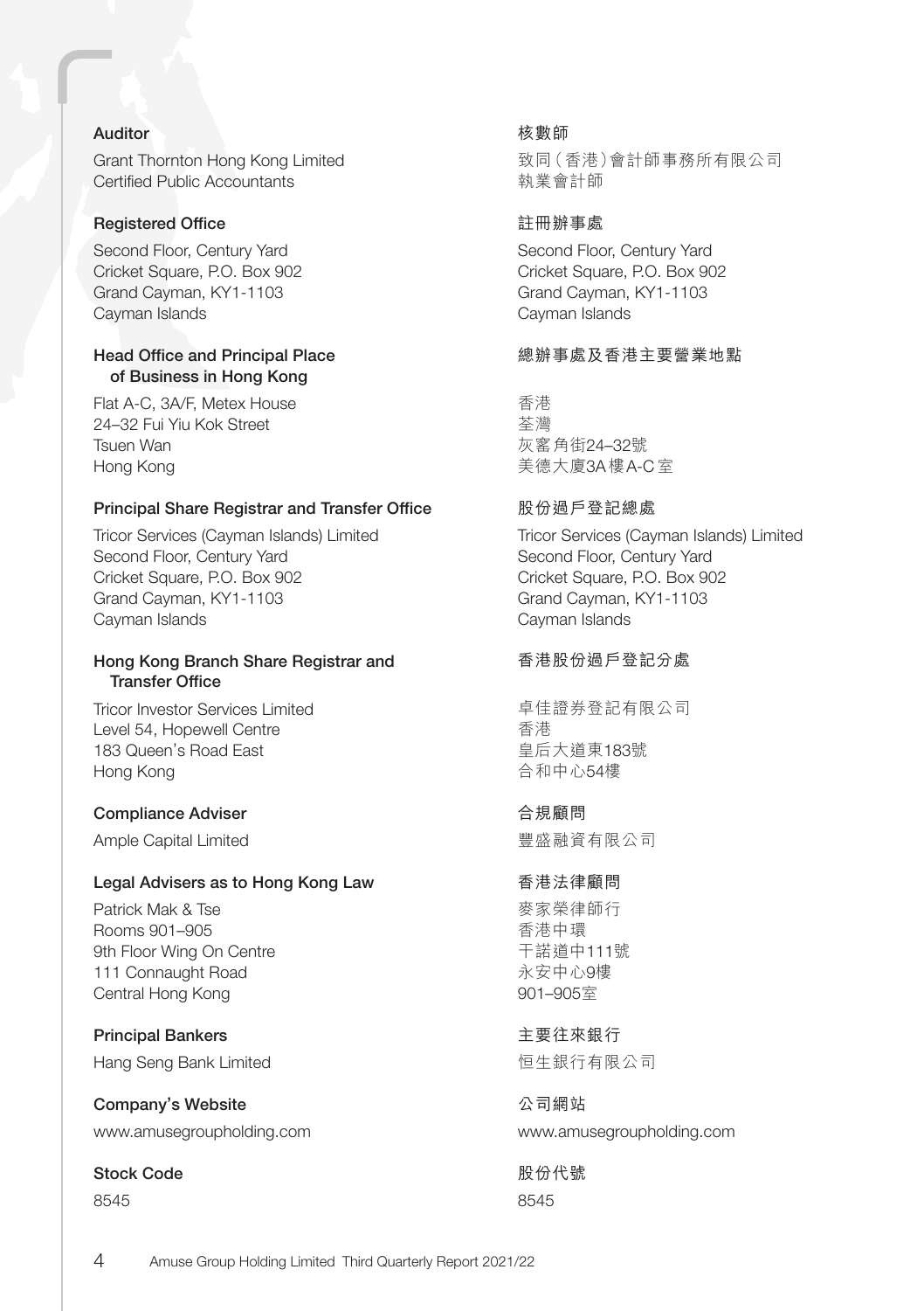### Auditor

Grant Thornton Hong Kong Limited
Certified Public Accountants

### Registered Office

Second Floor, Century Yard
Cricket Square, P.O. Box 902
Grand Cayman, KY1-1103
Cayman Islands

### Head Office and Principal Place of Business in Hong Kong

Flat A-C, 3A/F, Metex House
24–32 Fui Yiu Kok Street
Tsuen Wan
Hong Kong

### Principal Share Registrar and Transfer Office

Tricor Services (Cayman Islands) Limited
Second Floor, Century Yard
Cricket Square, P.O. Box 902
Grand Cayman, KY1-1103
Cayman Islands

### Hong Kong Branch Share Registrar and Transfer Office

Tricor Investor Services Limited
Level 54, Hopewell Centre
183 Queen's Road East
Hong Kong

### Compliance Adviser

Ample Capital Limited

### Legal Advisers as to Hong Kong Law

Patrick Mak & Tse
Rooms 901–905
9th Floor Wing On Centre
111 Connaught Road
Central Hong Kong

### Principal Bankers

Hang Seng Bank Limited

### Company's Website

www.amusegroupholding.com

### Stock Code

8545

### 核數師

致同(香港)會計師事務所有限公司
執業會計師

### 註冊辦事處

Second Floor, Century Yard
Cricket Square, P.O. Box 902
Grand Cayman, KY1-1103
Cayman Islands

### 總辦事處及香港主要營業地點

香港
荃灣
灰窰角街24–32號
美德大廈3A樓A-C室

### 股份過戶登記總處

Tricor Services (Cayman Islands) Limited
Second Floor, Century Yard
Cricket Square, P.O. Box 902
Grand Cayman, KY1-1103
Cayman Islands

### 香港股份過戶登記分處

卓佳證券登記有限公司
香港
皇后大道東183號
合和中心54樓

### 合規顧問

豐盛融資有限公司

### 香港法律顧問

麥家榮律師行
香港中環
干諾道中111號
永安中心9樓
901–905室

### 主要往來銀行

恒生銀行有限公司

### 公司網站

www.amusegroupholding.com

### 股份代號

8545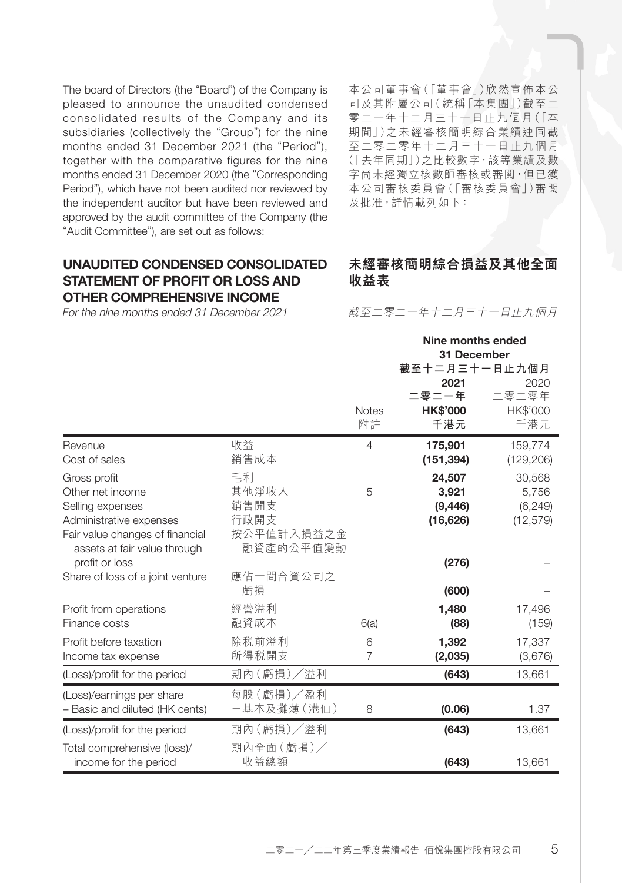The board of Directors (the "Board") of the Company is pleased to announce the unaudited condensed consolidated results of the Company and its subsidiaries (collectively the "Group") for the nine months ended 31 December 2021 (the "Period"), together with the comparative figures for the nine months ended 31 December 2020 (the "Corresponding Period"), which have not been audited nor reviewed by the independent auditor but have been reviewed and approved by the audit committee of the Company (the "Audit Committee"), are set out as follows:

本公司董事會(「董事會」)欣然宣佈本公司及其附屬公司(統稱「本集團」)截至二零二一年十二月三十一日止九個月(「本期間」)之未經審核簡明綜合業績連同截至二零二零年十二月三十一日止九個月(「去年同期」)之比較數字，該等業績及數字尚未經獨立核數師審核或審閱，但已獲本公司審核委員會(「審核委員會」)審閱及批准，詳情載列如下：

## UNAUDITED CONDENSED CONSOLIDATED STATEMENT OF PROFIT OR LOSS AND OTHER COMPREHENSIVE INCOME

## 未經審核簡明綜合損益及其他全面收益表

*For the nine months ended 31 December 2021*

*截至二零二一年十二月三十一日止九個月*

| | | | Nine months ended 31 December 截至十二月三十一日止九個月 | |
|---|---|---|---|---|
| | | Notes 附註 | **2021 二零二一年 HK$'000 千港元** | 2020 二零二零年 HK$'000 千港元 |
| Revenue | 收益 | 4 | **175,901** | 159,774 |
| Cost of sales | 銷售成本 | | **(151,394)** | (129,206) |
| Gross profit | 毛利 | | **24,507** | 30,568 |
| Other net income | 其他淨收入 | 5 | **3,921** | 5,756 |
| Selling expenses | 銷售開支 | | **(9,446)** | (6,249) |
| Administrative expenses | 行政開支 | | **(16,626)** | (12,579) |
| Fair value changes of financial assets at fair value through profit or loss | 按公平值計入損益之金融資產的公平值變動 | | **(276)** | – |
| Share of loss of a joint venture | 應佔一間合資公司之虧損 | | **(600)** | – |
| Profit from operations | 經營溢利 | | **1,480** | 17,496 |
| Finance costs | 融資成本 | 6(a) | **(88)** | (159) |
| Profit before taxation | 除稅前溢利 | 6 | **1,392** | 17,337 |
| Income tax expense | 所得稅開支 | 7 | **(2,035)** | (3,676) |
| (Loss)/profit for the period | 期內(虧損)／溢利 | | **(643)** | 13,661 |
| (Loss)/earnings per share – Basic and diluted (HK cents) | 每股(虧損)／盈利 –基本及攤薄(港仙) | 8 | **(0.06)** | 1.37 |
| (Loss)/profit for the period | 期內(虧損)／溢利 | | **(643)** | 13,661 |
| Total comprehensive (loss)/income for the period | 期內全面(虧損)／收益總額 | | **(643)** | 13,661 |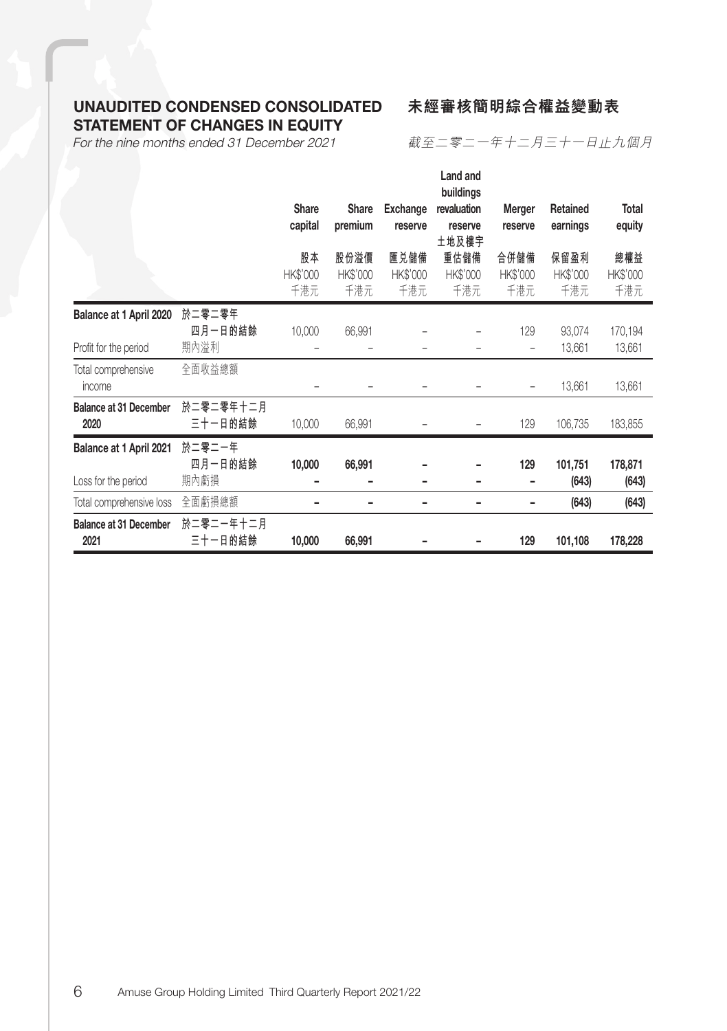## UNAUDITED CONDENSED CONSOLIDATED STATEMENT OF CHANGES IN EQUITY

## 未經審核簡明綜合權益變動表

*For the nine months ended 31 December 2021*

*截至二零二一年十二月三十一日止九個月*

| | | Share capital 股本 HK$'000 千港元 | Share premium 股份溢價 HK$'000 千港元 | Exchange reserve 匯兌儲備 HK$'000 千港元 | Land and buildings revaluation reserve 土地及樓宇重估儲備 HK$'000 千港元 | Merger reserve 合併儲備 HK$'000 千港元 | Retained earnings 保留盈利 HK$'000 千港元 | Total equity 總權益 HK$'000 千港元 |
|---|---|---|---|---|---|---|---|---|
| **Balance at 1 April 2020** | 於二零二零年四月一日的結餘 | 10,000 | 66,991 | – | – | 129 | 93,074 | 170,194 |
| Profit for the period | 期內溢利 | – | – | – | – | – | 13,661 | 13,661 |
| Total comprehensive income | 全面收益總額 | – | – | – | – | – | 13,661 | 13,661 |
| **Balance at 31 December 2020** | 於二零二零年十二月三十一日的結餘 | 10,000 | 66,991 | – | – | 129 | 106,735 | 183,855 |
| **Balance at 1 April 2021** | 於二零二一年四月一日的結餘 | **10,000** | **66,991** | **–** | **–** | **129** | **101,751** | **178,871** |
| Loss for the period | 期內虧損 | **–** | **–** | **–** | **–** | **–** | **(643)** | **(643)** |
| Total comprehensive loss | 全面虧損總額 | **–** | **–** | **–** | **–** | **–** | **(643)** | **(643)** |
| **Balance at 31 December 2021** | 於二零二一年十二月三十一日的結餘 | **10,000** | **66,991** | **–** | **–** | **129** | **101,108** | **178,228** |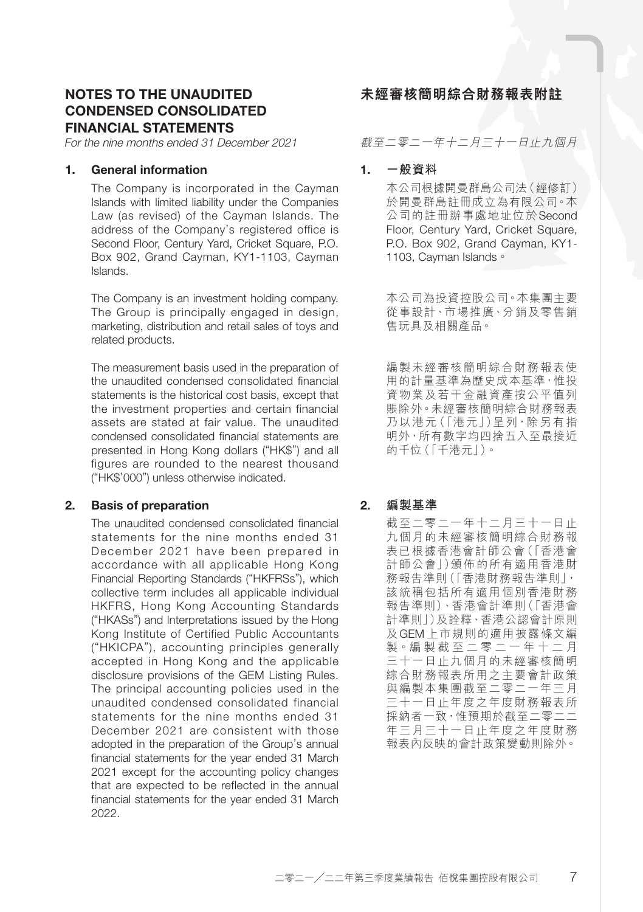# NOTES TO THE UNAUDITED CONDENSED CONSOLIDATED FINANCIAL STATEMENTS

*For the nine months ended 31 December 2021*

## 1. General information

The Company is incorporated in the Cayman Islands with limited liability under the Companies Law (as revised) of the Cayman Islands. The address of the Company's registered office is Second Floor, Century Yard, Cricket Square, P.O. Box 902, Grand Cayman, KY1-1103, Cayman Islands.

The Company is an investment holding company. The Group is principally engaged in design, marketing, distribution and retail sales of toys and related products.

The measurement basis used in the preparation of the unaudited condensed consolidated financial statements is the historical cost basis, except that the investment properties and certain financial assets are stated at fair value. The unaudited condensed consolidated financial statements are presented in Hong Kong dollars ("HK$") and all figures are rounded to the nearest thousand ("HK$'000") unless otherwise indicated.

## 2. Basis of preparation

The unaudited condensed consolidated financial statements for the nine months ended 31 December 2021 have been prepared in accordance with all applicable Hong Kong Financial Reporting Standards ("HKFRSs"), which collective term includes all applicable individual HKFRS, Hong Kong Accounting Standards ("HKASs") and Interpretations issued by the Hong Kong Institute of Certified Public Accountants ("HKICPA"), accounting principles generally accepted in Hong Kong and the applicable disclosure provisions of the GEM Listing Rules. The principal accounting policies used in the unaudited condensed consolidated financial statements for the nine months ended 31 December 2021 are consistent with those adopted in the preparation of the Group's annual financial statements for the year ended 31 March 2021 except for the accounting policy changes that are expected to be reflected in the annual financial statements for the year ended 31 March 2022.

# 未經審核簡明綜合財務報表附註

*截至二零二一年十二月三十一日止九個月*

## 1. 一般資料

本公司根據開曼群島公司法（經修訂）於開曼群島註冊成立為有限公司。本公司的註冊辦事處地址位於Second Floor, Century Yard, Cricket Square, P.O. Box 902, Grand Cayman, KY1-1103, Cayman Islands。

本公司為投資控股公司。本集團主要從事設計、市場推廣、分銷及零售銷售玩具及相關產品。

編製未經審核簡明綜合財務報表使用的計量基準為歷史成本基準，惟投資物業及若干金融資產按公平值列賬除外。未經審核簡明綜合財務報表乃以港元（「港元」）呈列，除另有指明外，所有數字均四捨五入至最接近的千位（「千港元」）。

## 2. 編製基準

截至二零二一年十二月三十一日止九個月的未經審核簡明綜合財務報表已根據香港會計師公會（「香港會計師公會」）頒佈的所有適用香港財務報告準則（「香港財務報告準則」，該統稱包括所有適用個別香港財務報告準則）、香港會計準則（「香港會計準則」）及詮釋、香港公認會計原則及GEM上市規則的適用披露條文編製。編製截至二零二一年十二月三十一日止九個月的未經審核簡明綜合財務報表所用之主要會計政策與編製本集團截至二零二一年三月三十一日止年度之年度財務報表所採納者一致，惟預期於截至二零二二年三月三十一日止年度之年度財務報表內反映的會計政策變動則除外。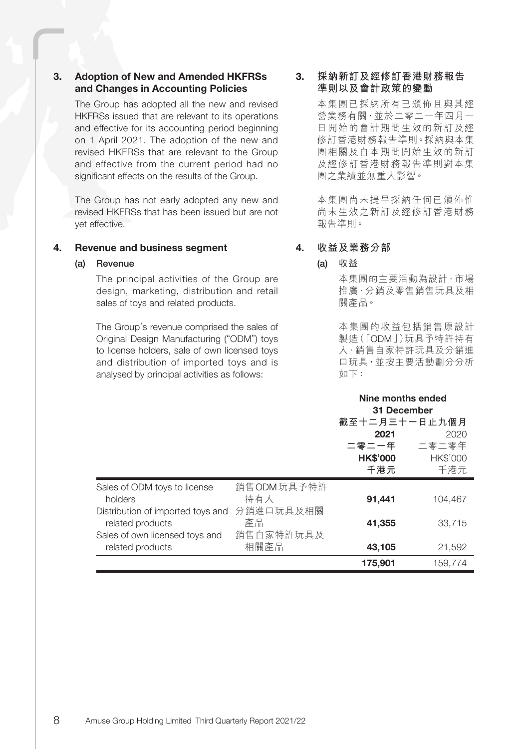## 3. Adoption of New and Amended HKFRSs and Changes in Accounting Policies

The Group has adopted all the new and revised HKFRSs issued that are relevant to its operations and effective for its accounting period beginning on 1 April 2021. The adoption of the new and revised HKFRSs that are relevant to the Group and effective from the current period had no significant effects on the results of the Group.

The Group has not early adopted any new and revised HKFRSs that has been issued but are not yet effective.

## 3. 採納新訂及經修訂香港財務報告準則以及會計政策的變動

本集團已採納所有已頒佈且與其經營業務有關，並於二零二一年四月一日開始的會計期間生效的新訂及經修訂香港財務報告準則。採納與本集團相關及自本期間開始生效的新訂及經修訂香港財務報告準則對本集團之業績並無重大影響。

本集團尚未提早採納任何已頒佈惟尚未生效之新訂及經修訂香港財務報告準則。

## 4. Revenue and business segment

### (a) Revenue

The principal activities of the Group are design, marketing, distribution and retail sales of toys and related products.

The Group's revenue comprised the sales of Original Design Manufacturing ("ODM") toys to license holders, sale of own licensed toys and distribution of imported toys and is analysed by principal activities as follows:

## 4. 收益及業務分部

### (a) 收益

本集團的主要活動為設計、市場推廣、分銷及零售銷售玩具及相關產品。

本集團的收益包括銷售原設計製造（「ODM」）玩具予特許持有人、銷售自家特許玩具及分銷進口玩具，並按主要活動劃分分析如下：

| | | Nine months ended 31 December 截至十二月三十一日止九個月 | |
|---|---|---|---|
| | | **2021** **二零二一年** **HK$'000** **千港元** | 2020 二零二零年 HK$'000 千港元 |
| Sales of ODM toys to license holders | 銷售ODM玩具予特許持有人 | **91,441** | 104,467 |
| Distribution of imported toys and related products | 分銷進口玩具及相關產品 | **41,355** | 33,715 |
| Sales of own licensed toys and related products | 銷售自家特許玩具及相關產品 | **43,105** | 21,592 |
| | | **175,901** | 159,774 |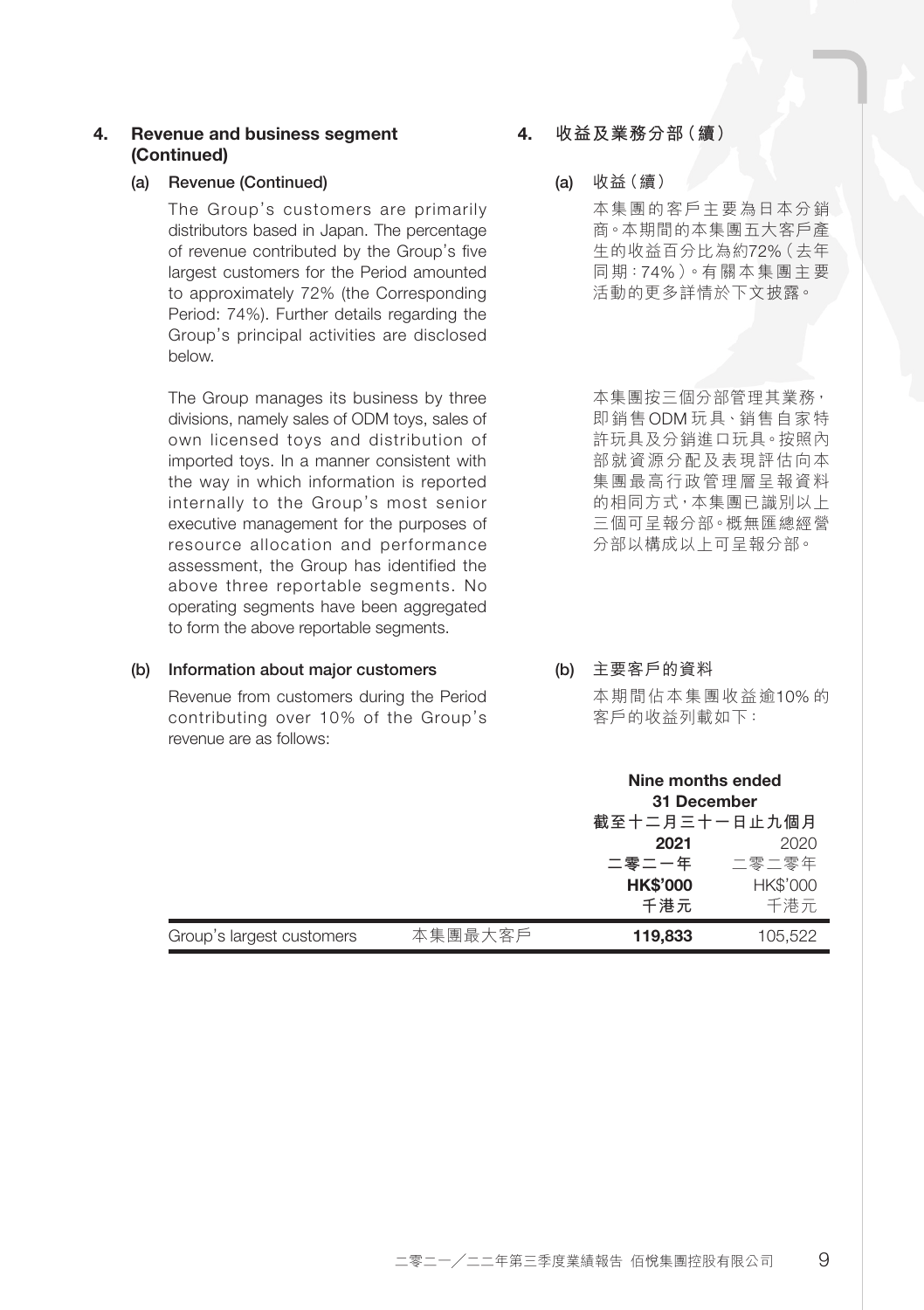## 4. Revenue and business segment (Continued)

## 4. 收益及業務分部（續）

### (a) Revenue (Continued)

The Group's customers are primarily distributors based in Japan. The percentage of revenue contributed by the Group's five largest customers for the Period amounted to approximately 72% (the Corresponding Period: 74%). Further details regarding the Group's principal activities are disclosed below.

The Group manages its business by three divisions, namely sales of ODM toys, sales of own licensed toys and distribution of imported toys. In a manner consistent with the way in which information is reported internally to the Group's most senior executive management for the purposes of resource allocation and performance assessment, the Group has identified the above three reportable segments. No operating segments have been aggregated to form the above reportable segments.

### (a) 收益（續）

本集團的客戶主要為日本分銷商。本期間的本集團五大客戶產生的收益百分比為約72%（去年同期：74%）。有關本集團主要活動的更多詳情於下文披露。

本集團按三個分部管理其業務，即銷售ODM玩具、銷售自家特許玩具及分銷進口玩具。按照內部就資源分配及表現評估向本集團最高行政管理層呈報資料的相同方式，本集團已識別以上三個可呈報分部。概無匯總經營分部以構成以上可呈報分部。

### (b) Information about major customers

Revenue from customers during the Period contributing over 10% of the Group's revenue are as follows:

### (b) 主要客戶的資料

本期間佔本集團收益逾10%的客戶的收益列載如下：

| | | Nine months ended 31 December 截至十二月三十一日止九個月 | |
|---|---|---|---|
| | | **2021** **二零二一年** **HK$'000** **千港元** | 2020 二零二零年 HK$'000 千港元 |
| Group's largest customers | 本集團最大客戶 | **119,833** | 105,522 |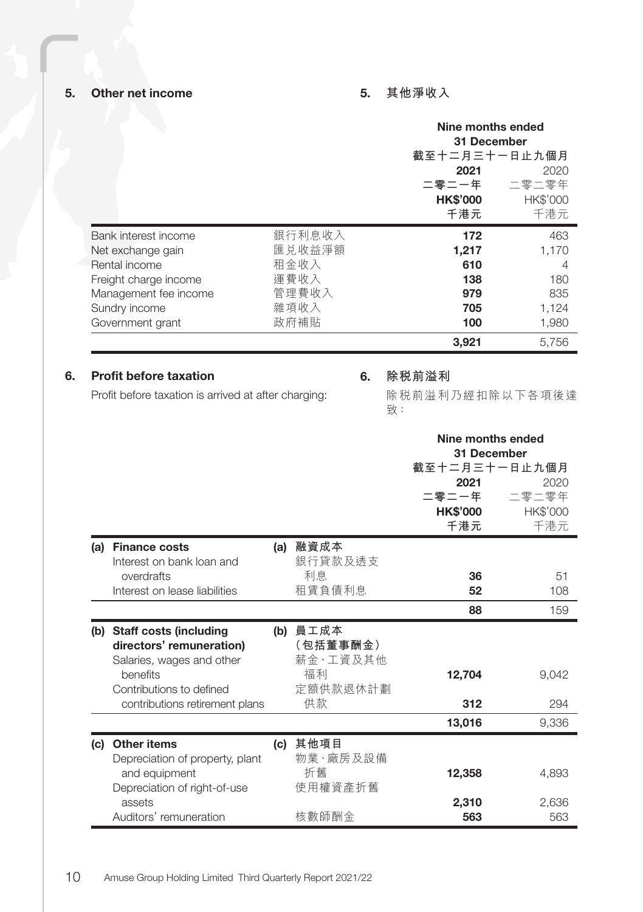## 5. Other net income

## 5. 其他淨收入

| | | Nine months ended 31 December 截至十二月三十一日止九個月 | |
|---|---|---|---|
| | | **2021** **二零二一年** **HK$'000** **千港元** | 2020 二零二零年 HK$'000 千港元 |
| Bank interest income | 銀行利息收入 | **172** | 463 |
| Net exchange gain | 匯兌收益淨額 | **1,217** | 1,170 |
| Rental income | 租金收入 | **610** | 4 |
| Freight charge income | 運費收入 | **138** | 180 |
| Management fee income | 管理費收入 | **979** | 835 |
| Sundry income | 雜項收入 | **705** | 1,124 |
| Government grant | 政府補貼 | **100** | 1,980 |
| | | **3,921** | 5,756 |

## 6. Profit before taxation

## 6. 除稅前溢利

Profit before taxation is arrived at after charging:

除稅前溢利乃經扣除以下各項後達致：

| | | Nine months ended 31 December 截至十二月三十一日止九個月 | |
|---|---|---|---|
| | | **2021** **二零二一年** **HK$'000** **千港元** | 2020 二零二零年 HK$'000 千港元 |
| **(a) Finance costs** | **(a) 融資成本** | | |
| Interest on bank loan and overdrafts | 銀行貸款及透支利息 | **36** | 51 |
| Interest on lease liabilities | 租賃負債利息 | **52** | 108 |
| | | **88** | 159 |
| **(b) Staff costs (including directors' remuneration)** | **(b) 員工成本（包括董事酬金）** | | |
| Salaries, wages and other benefits | 薪金、工資及其他福利 | **12,704** | 9,042 |
| Contributions to defined contributions retirement plans | 定額供款退休計劃供款 | **312** | 294 |
| | | **13,016** | 9,336 |
| **(c) Other items** | **(c) 其他項目** | | |
| Depreciation of property, plant and equipment | 物業、廠房及設備折舊 | **12,358** | 4,893 |
| Depreciation of right-of-use assets | 使用權資產折舊 | **2,310** | 2,636 |
| Auditors' remuneration | 核數師酬金 | **563** | 563 |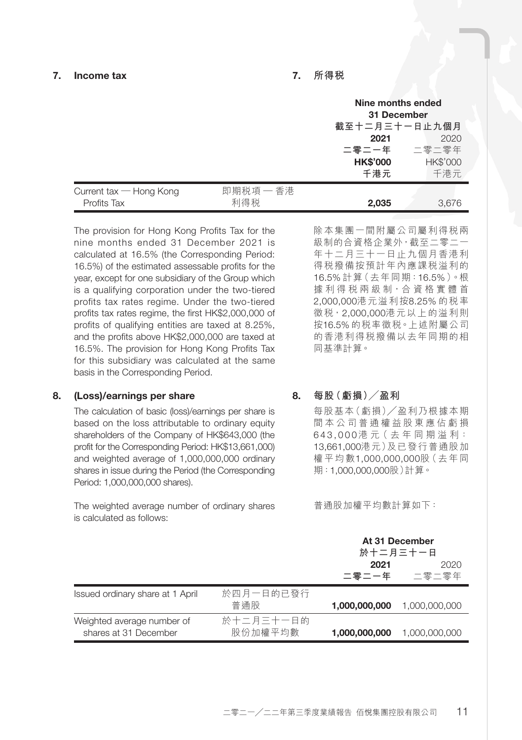## 7. Income tax

## 7. 所得稅

| | | Nine months ended 31 December 截至十二月三十一日止九個月 | |
|---|---|---|---|
| | | **2021** **二零二一年** **HK$'000** **千港元** | 2020 二零二零年 HK$'000 千港元 |
| Current tax — Hong Kong Profits Tax | 即期稅項 — 香港利得稅 | **2,035** | 3,676 |

The provision for Hong Kong Profits Tax for the nine months ended 31 December 2021 is calculated at 16.5% (the Corresponding Period: 16.5%) of the estimated assessable profits for the year, except for one subsidiary of the Group which is a qualifying corporation under the two-tiered profits tax rates regime. Under the two-tiered profits tax rates regime, the first HK$2,000,000 of profits of qualifying entities are taxed at 8.25%, and the profits above HK$2,000,000 are taxed at 16.5%. The provision for Hong Kong Profits Tax for this subsidiary was calculated at the same basis in the Corresponding Period.

除本集團一間附屬公司屬利得稅兩級制的合資格企業外，截至二零二一年十二月三十一日止九個月香港利得稅撥備按預計年內應課稅溢利的16.5%計算（去年同期：16.5%）。根據利得稅兩級制，合資格實體首2,000,000港元溢利按8.25%的稅率徵稅，2,000,000港元以上的溢利則按16.5%的稅率徵稅。上述附屬公司的香港利得稅撥備以去年同期的相同基準計算。

## 8. (Loss)/earnings per share

## 8. 每股（虧損）╱盈利

The calculation of basic (loss)/earnings per share is based on the loss attributable to ordinary equity shareholders of the Company of HK$643,000 (the profit for the Corresponding Period: HK$13,661,000) and weighted average of 1,000,000,000 ordinary shares in issue during the Period (the Corresponding Period: 1,000,000,000 shares).

每股基本（虧損）╱盈利乃根據本期間本公司普通權益股東應佔虧損643,000港元（去年同期溢利：13,661,000港元）及已發行普通股加權平均數1,000,000,000股（去年同期：1,000,000,000股）計算。

The weighted average number of ordinary shares is calculated as follows:

普通股加權平均數計算如下：

| | | At 31 December 於十二月三十一日 | |
|---|---|---|---|
| | | **2021** **二零二一年** | 2020 二零二零年 |
| Issued ordinary share at 1 April | 於四月一日的已發行普通股 | **1,000,000,000** | 1,000,000,000 |
| Weighted average number of shares at 31 December | 於十二月三十一日的股份加權平均數 | **1,000,000,000** | 1,000,000,000 |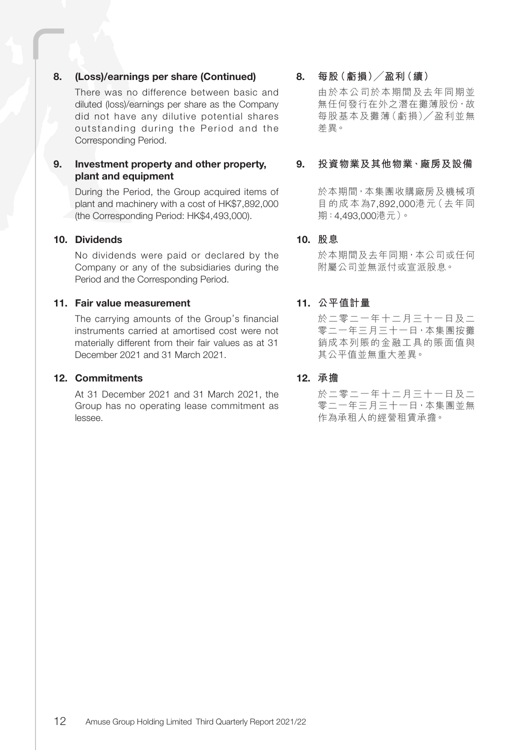## 8. (Loss)/earnings per share (Continued)

There was no difference between basic and diluted (loss)/earnings per share as the Company did not have any dilutive potential shares outstanding during the Period and the Corresponding Period.

## 9. Investment property and other property, plant and equipment

During the Period, the Group acquired items of plant and machinery with a cost of HK$7,892,000 (the Corresponding Period: HK$4,493,000).

## 10. Dividends

No dividends were paid or declared by the Company or any of the subsidiaries during the Period and the Corresponding Period.

## 11. Fair value measurement

The carrying amounts of the Group's financial instruments carried at amortised cost were not materially different from their fair values as at 31 December 2021 and 31 March 2021.

## 12. Commitments

At 31 December 2021 and 31 March 2021, the Group has no operating lease commitment as lessee.

## 8. 每股（虧損）／盈利（續）

由於本公司於本期間及去年同期並無任何發行在外之潛在攤薄股份，故每股基本及攤薄（虧損）／盈利並無差異。

## 9. 投資物業及其他物業、廠房及設備

於本期間，本集團收購廠房及機械項目的成本為7,892,000港元（去年同期：4,493,000港元）。

## 10. 股息

於本期間及去年同期，本公司或任何附屬公司並無派付或宣派股息。

## 11. 公平值計量

於二零二一年十二月三十一日及二零二一年三月三十一日，本集團按攤銷成本列賬的金融工具的賬面值與其公平值並無重大差異。

## 12. 承擔

於二零二一年十二月三十一日及二零二一年三月三十一日，本集團並無作為承租人的經營租賃承擔。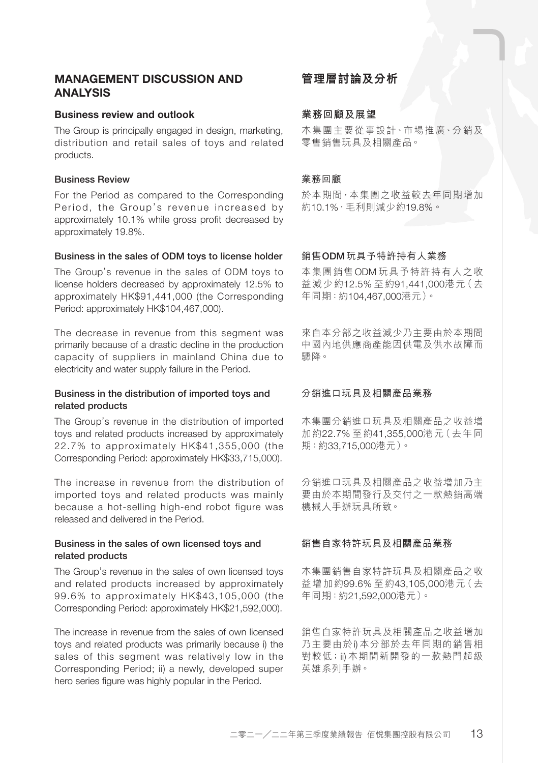## MANAGEMENT DISCUSSION AND ANALYSIS

### Business review and outlook

The Group is principally engaged in design, marketing, distribution and retail sales of toys and related products.

#### Business Review

For the Period as compared to the Corresponding Period, the Group's revenue increased by approximately 10.1% while gross profit decreased by approximately 19.8%.

#### Business in the sales of ODM toys to license holder

The Group's revenue in the sales of ODM toys to license holders decreased by approximately 12.5% to approximately HK$91,441,000 (the Corresponding Period: approximately HK$104,467,000).

The decrease in revenue from this segment was primarily because of a drastic decline in the production capacity of suppliers in mainland China due to electricity and water supply failure in the Period.

#### Business in the distribution of imported toys and related products

The Group's revenue in the distribution of imported toys and related products increased by approximately 22.7% to approximately HK$41,355,000 (the Corresponding Period: approximately HK$33,715,000).

The increase in revenue from the distribution of imported toys and related products was mainly because a hot-selling high-end robot figure was released and delivered in the Period.

#### Business in the sales of own licensed toys and related products

The Group's revenue in the sales of own licensed toys and related products increased by approximately 99.6% to approximately HK$43,105,000 (the Corresponding Period: approximately HK$21,592,000).

The increase in revenue from the sales of own licensed toys and related products was primarily because i) the sales of this segment was relatively low in the Corresponding Period; ii) a newly, developed super hero series figure was highly popular in the Period.

## 管理層討論及分析

### 業務回顧及展望

本集團主要從事設計、市場推廣、分銷及零售銷售玩具及相關產品。

#### 業務回顧

於本期間，本集團之收益較去年同期增加約10.1%，毛利則減少約19.8%。

#### 銷售ODM玩具予特許持有人業務

本集團銷售ODM玩具予特許持有人之收益減少約12.5%至約91,441,000港元（去年同期：約104,467,000港元）。

來自本分部之收益減少乃主要由於本期間中國內地供應商產能因供電及供水故障而驟降。

#### 分銷進口玩具及相關產品業務

本集團分銷進口玩具及相關產品之收益增加約22.7%至約41,355,000港元（去年同期：約33,715,000港元）。

分銷進口玩具及相關產品之收益增加乃主要由於本期間發行及交付之一款熱銷高端機械人手辦玩具所致。

#### 銷售自家特許玩具及相關產品業務

本集團銷售自家特許玩具及相關產品之收益增加約99.6%至約43,105,000港元（去年同期：約21,592,000港元）。

銷售自家特許玩具及相關產品之收益增加乃主要由於i)本分部於去年同期的銷售相對較低；ii)本期間新開發的一款熱門超級英雄系列手辦。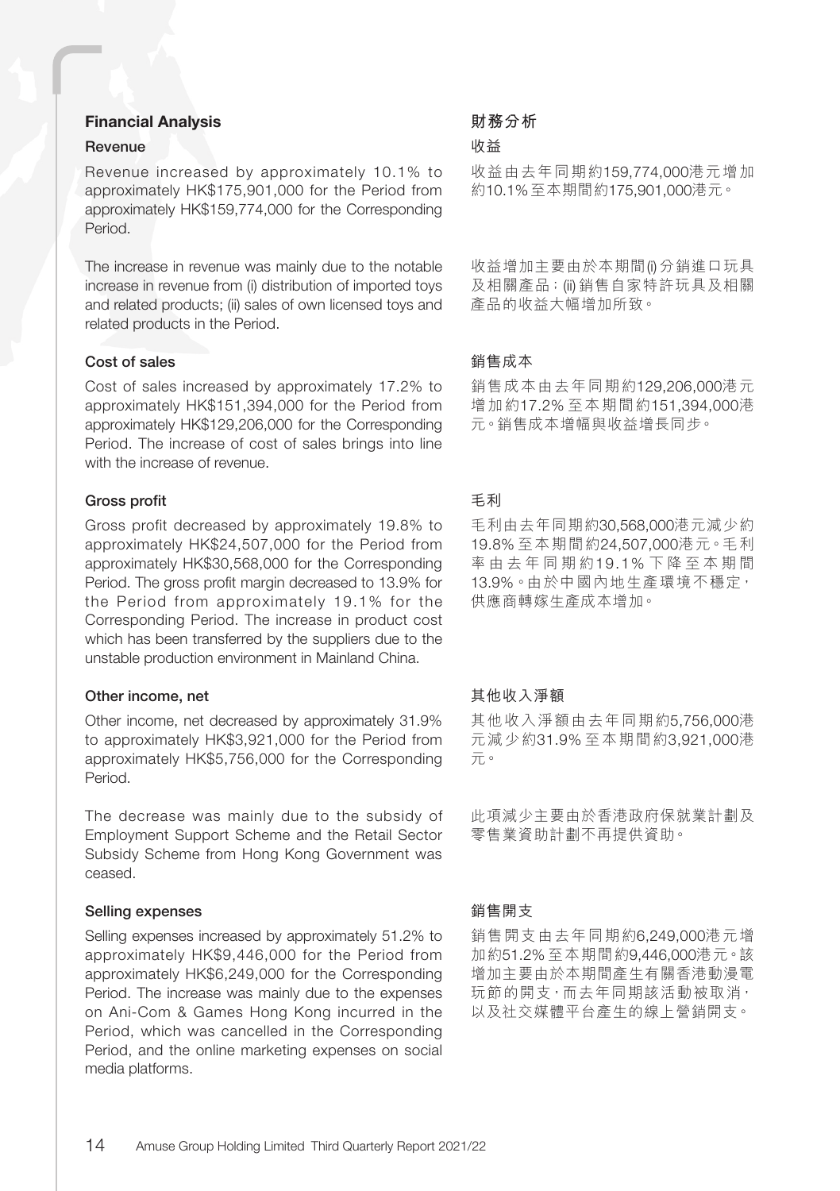## Financial Analysis

### Revenue

Revenue increased by approximately 10.1% to approximately HK$175,901,000 for the Period from approximately HK$159,774,000 for the Corresponding Period.

The increase in revenue was mainly due to the notable increase in revenue from (i) distribution of imported toys and related products; (ii) sales of own licensed toys and related products in the Period.

### Cost of sales

Cost of sales increased by approximately 17.2% to approximately HK$151,394,000 for the Period from approximately HK$129,206,000 for the Corresponding Period. The increase of cost of sales brings into line with the increase of revenue.

### Gross profit

Gross profit decreased by approximately 19.8% to approximately HK$24,507,000 for the Period from approximately HK$30,568,000 for the Corresponding Period. The gross profit margin decreased to 13.9% for the Period from approximately 19.1% for the Corresponding Period. The increase in product cost which has been transferred by the suppliers due to the unstable production environment in Mainland China.

### Other income, net

Other income, net decreased by approximately 31.9% to approximately HK$3,921,000 for the Period from approximately HK$5,756,000 for the Corresponding Period.

The decrease was mainly due to the subsidy of Employment Support Scheme and the Retail Sector Subsidy Scheme from Hong Kong Government was ceased.

### Selling expenses

Selling expenses increased by approximately 51.2% to approximately HK$9,446,000 for the Period from approximately HK$6,249,000 for the Corresponding Period. The increase was mainly due to the expenses on Ani-Com & Games Hong Kong incurred in the Period, which was cancelled in the Corresponding Period, and the online marketing expenses on social media platforms.

## 財務分析

### 收益

收益由去年同期約159,774,000港元增加約10.1%至本期間約175,901,000港元。

收益增加主要由於本期間(i)分銷進口玩具及相關產品；(ii)銷售自家特許玩具及相關產品的收益大幅增加所致。

### 銷售成本

銷售成本由去年同期約129,206,000港元增加約17.2%至本期間約151,394,000港元。銷售成本增幅與收益增長同步。

### 毛利

毛利由去年同期約30,568,000港元減少約19.8%至本期間約24,507,000港元。毛利率由去年同期約19.1%下降至本期間13.9%。由於中國內地生產環境不穩定，供應商轉嫁生產成本增加。

### 其他收入淨額

其他收入淨額由去年同期約5,756,000港元減少約31.9%至本期間約3,921,000港元。

此項減少主要由於香港政府保就業計劃及零售業資助計劃不再提供資助。

### 銷售開支

銷售開支由去年同期約6,249,000港元增加約51.2%至本期間約9,446,000港元。該增加主要由於本期間產生有關香港動漫電玩節的開支，而去年同期該活動被取消，以及社交媒體平台產生的線上營銷開支。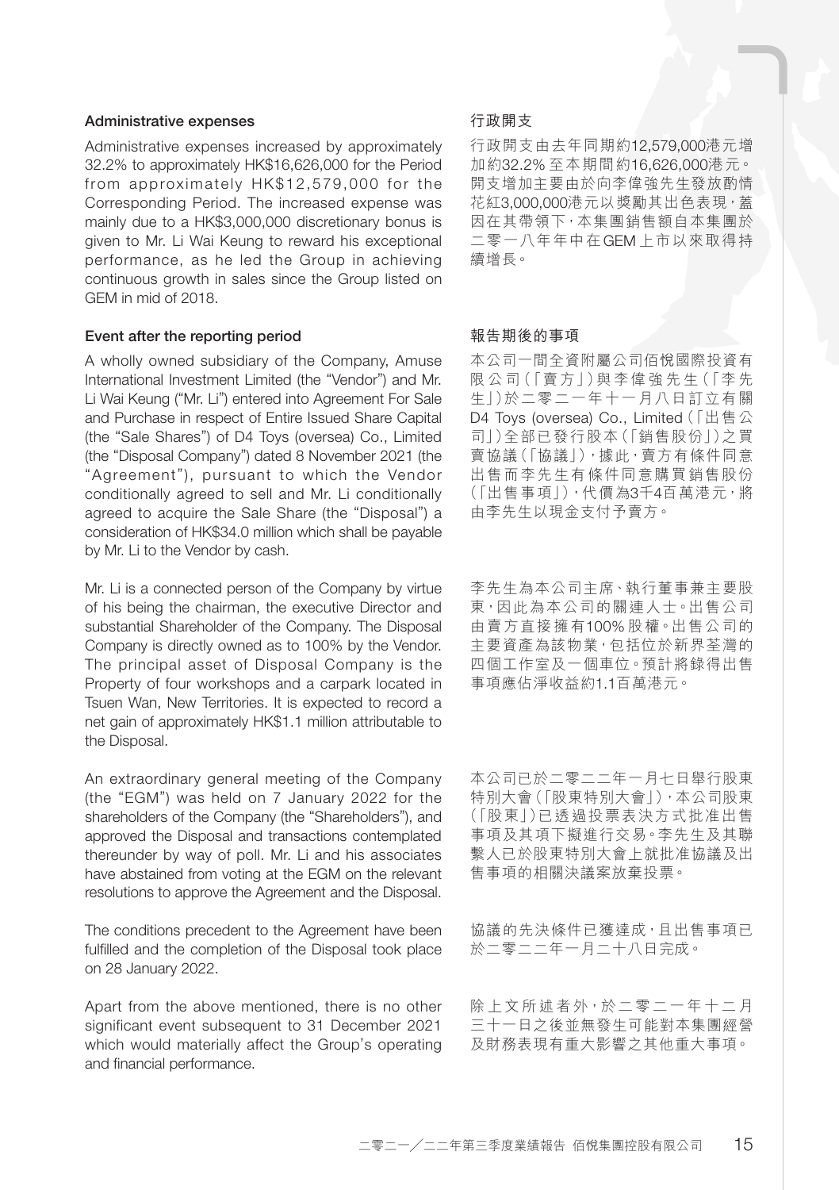### Administrative expenses

Administrative expenses increased by approximately 32.2% to approximately HK$16,626,000 for the Period from approximately HK$12,579,000 for the Corresponding Period. The increased expense was mainly due to a HK$3,000,000 discretionary bonus is given to Mr. Li Wai Keung to reward his exceptional performance, as he led the Group in achieving continuous growth in sales since the Group listed on GEM in mid of 2018.

### Event after the reporting period

A wholly owned subsidiary of the Company, Amuse International Investment Limited (the "Vendor") and Mr. Li Wai Keung ("Mr. Li") entered into Agreement For Sale and Purchase in respect of Entire Issued Share Capital (the "Sale Shares") of D4 Toys (oversea) Co., Limited (the "Disposal Company") dated 8 November 2021 (the "Agreement"), pursuant to which the Vendor conditionally agreed to sell and Mr. Li conditionally agreed to acquire the Sale Share (the "Disposal") a consideration of HK$34.0 million which shall be payable by Mr. Li to the Vendor by cash.

Mr. Li is a connected person of the Company by virtue of his being the chairman, the executive Director and substantial Shareholder of the Company. The Disposal Company is directly owned as to 100% by the Vendor. The principal asset of Disposal Company is the Property of four workshops and a carpark located in Tsuen Wan, New Territories. It is expected to record a net gain of approximately HK$1.1 million attributable to the Disposal.

An extraordinary general meeting of the Company (the "EGM") was held on 7 January 2022 for the shareholders of the Company (the "Shareholders"), and approved the Disposal and transactions contemplated thereunder by way of poll. Mr. Li and his associates have abstained from voting at the EGM on the relevant resolutions to approve the Agreement and the Disposal.

The conditions precedent to the Agreement have been fulfilled and the completion of the Disposal took place on 28 January 2022.

Apart from the above mentioned, there is no other significant event subsequent to 31 December 2021 which would materially affect the Group's operating and financial performance.

### 行政開支

行政開支由去年同期約12,579,000港元增加約32.2%至本期間約16,626,000港元。開支增加主要由於向李偉強先生發放酌情花紅3,000,000港元以獎勵其出色表現，蓋因在其帶領下，本集團銷售額自本集團於二零一八年年中在GEM上市以來取得持續增長。

### 報告期後的事項

本公司一間全資附屬公司佰悅國際投資有限公司（「賣方」）與李偉強先生（「李先生」）於二零二一年十一月八日訂立有關D4 Toys (oversea) Co., Limited（「出售公司」）全部已發行股本（「銷售股份」）之買賣協議（「協議」），據此，賣方有條件同意出售而李先生有條件同意購買銷售股份（「出售事項」），代價為3千4百萬港元，將由李先生以現金支付予賣方。

李先生為本公司主席、執行董事兼主要股東，因此為本公司的關連人士。出售公司由賣方直接擁有100%股權。出售公司的主要資產為該物業，包括位於新界荃灣的四個工作室及一個車位。預計將錄得出售事項應佔淨收益約1.1百萬港元。

本公司已於二零二二年一月七日舉行股東特別大會（「股東特別大會」），本公司股東（「股東」）已透過投票表決方式批准出售事項及其項下擬進行交易。李先生及其聯繫人已於股東特別大會上就批准協議及出售事項的相關決議案放棄投票。

協議的先決條件已獲達成，且出售事項已於二零二二年一月二十八日完成。

除上文所述者外，於二零二一年十二月三十一日之後並無發生可能對本集團經營及財務表現有重大影響之其他重大事項。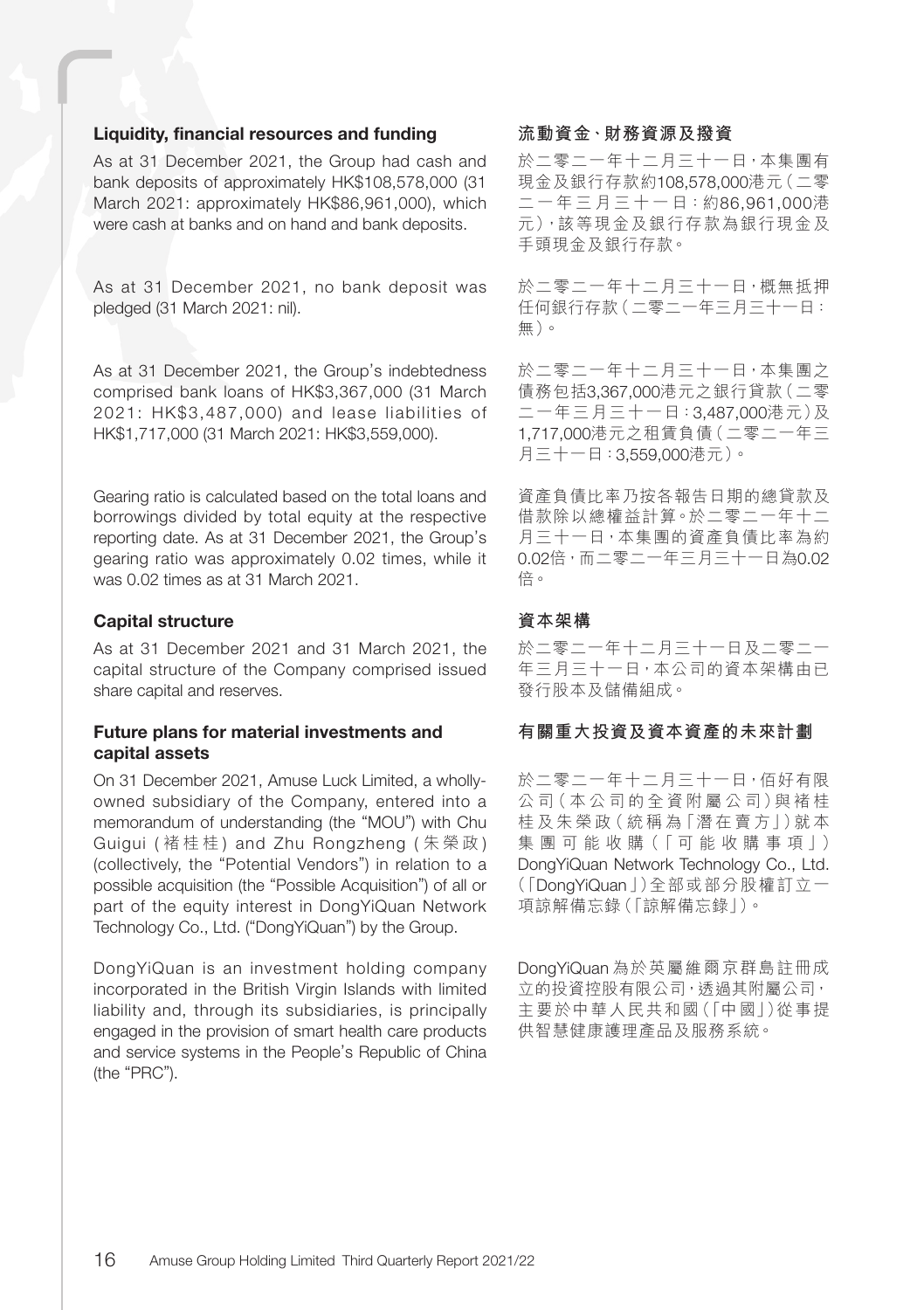### Liquidity, financial resources and funding

As at 31 December 2021, the Group had cash and bank deposits of approximately HK$108,578,000 (31 March 2021: approximately HK$86,961,000), which were cash at banks and on hand and bank deposits.

As at 31 December 2021, no bank deposit was pledged (31 March 2021: nil).

As at 31 December 2021, the Group's indebtedness comprised bank loans of HK$3,367,000 (31 March 2021: HK$3,487,000) and lease liabilities of HK$1,717,000 (31 March 2021: HK$3,559,000).

Gearing ratio is calculated based on the total loans and borrowings divided by total equity at the respective reporting date. As at 31 December 2021, the Group's gearing ratio was approximately 0.02 times, while it was 0.02 times as at 31 March 2021.

### Capital structure

As at 31 December 2021 and 31 March 2021, the capital structure of the Company comprised issued share capital and reserves.

### Future plans for material investments and capital assets

On 31 December 2021, Amuse Luck Limited, a wholly-owned subsidiary of the Company, entered into a memorandum of understanding (the "MOU") with Chu Guigui (褚桂桂) and Zhu Rongzheng (朱榮政) (collectively, the "Potential Vendors") in relation to a possible acquisition (the "Possible Acquisition") of all or part of the equity interest in DongYiQuan Network Technology Co., Ltd. ("DongYiQuan") by the Group.

DongYiQuan is an investment holding company incorporated in the British Virgin Islands with limited liability and, through its subsidiaries, is principally engaged in the provision of smart health care products and service systems in the People's Republic of China (the "PRC").

### 流動資金、財務資源及撥資

於二零二一年十二月三十一日，本集團有現金及銀行存款約108,578,000港元（二零二一年三月三十一日：約86,961,000港元），該等現金及銀行存款為銀行現金及手頭現金及銀行存款。

於二零二一年十二月三十一日，概無抵押任何銀行存款（二零二一年三月三十一日：無）。

於二零二一年十二月三十一日，本集團之債務包括3,367,000港元之銀行貸款（二零二一年三月三十一日：3,487,000港元）及1,717,000港元之租賃負債（二零二一年三月三十一日：3,559,000港元）。

資產負債比率乃按各報告日期的總貸款及借款除以總權益計算。於二零二一年十二月三十一日，本集團的資產負債比率為約0.02倍，而二零二一年三月三十一日為0.02倍。

### 資本架構

於二零二一年十二月三十一日及二零二一年三月三十一日，本公司的資本架構由已發行股本及儲備組成。

### 有關重大投資及資本資產的未來計劃

於二零二一年十二月三十一日，佰好有限公司（本公司的全資附屬公司）與褚桂桂及朱榮政（統稱為「潛在賣方」）就本集團可能收購（「可能收購事項」）DongYiQuan Network Technology Co., Ltd.（「DongYiQuan」）全部或部分股權訂立一項諒解備忘錄（「諒解備忘錄」）。

DongYiQuan為於英屬維爾京群島註冊成立的投資控股有限公司，透過其附屬公司，主要於中華人民共和國（「中國」）從事提供智慧健康護理產品及服務系統。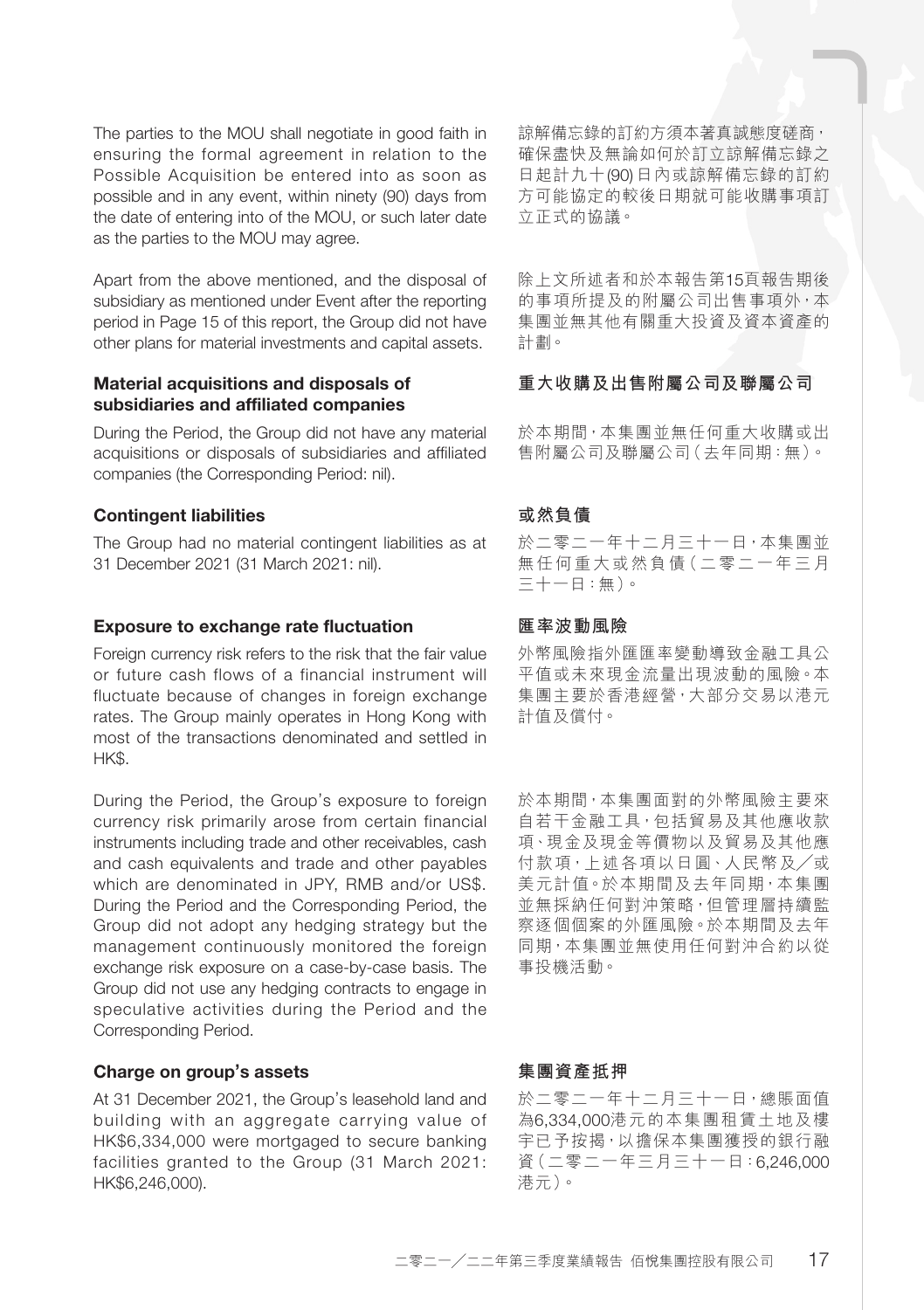The parties to the MOU shall negotiate in good faith in ensuring the formal agreement in relation to the Possible Acquisition be entered into as soon as possible and in any event, within ninety (90) days from the date of entering into of the MOU, or such later date as the parties to the MOU may agree.

諒解備忘錄的訂約方須本著真誠態度磋商，確保盡快及無論如何於訂立諒解備忘錄之日起計九十(90)日內或諒解備忘錄的訂約方可能協定的較後日期就可能收購事項訂立正式的協議。

Apart from the above mentioned, and the disposal of subsidiary as mentioned under Event after the reporting period in Page 15 of this report, the Group did not have other plans for material investments and capital assets.

除上文所述者和於本報告第15頁報告期後的事項所提及的附屬公司出售事項外，本集團並無其他有關重大投資及資本資產的計劃。

### Material acquisitions and disposals of subsidiaries and affiliated companies

### 重大收購及出售附屬公司及聯屬公司

During the Period, the Group did not have any material acquisitions or disposals of subsidiaries and affiliated companies (the Corresponding Period: nil).

於本期間，本集團並無任何重大收購或出售附屬公司及聯屬公司（去年同期：無）。

### Contingent liabilities

### 或然負債

The Group had no material contingent liabilities as at 31 December 2021 (31 March 2021: nil).

於二零二一年十二月三十一日，本集團並無任何重大或然負債（二零二一年三月三十一日：無）。

### Exposure to exchange rate fluctuation

### 匯率波動風險

Foreign currency risk refers to the risk that the fair value or future cash flows of a financial instrument will fluctuate because of changes in foreign exchange rates. The Group mainly operates in Hong Kong with most of the transactions denominated and settled in HK$.

外幣風險指外匯匯率變動導致金融工具公平值或未來現金流量出現波動的風險。本集團主要於香港經營，大部分交易以港元計值及償付。

During the Period, the Group's exposure to foreign currency risk primarily arose from certain financial instruments including trade and other receivables, cash and cash equivalents and trade and other payables which are denominated in JPY, RMB and/or US$. During the Period and the Corresponding Period, the Group did not adopt any hedging strategy but the management continuously monitored the foreign exchange risk exposure on a case-by-case basis. The Group did not use any hedging contracts to engage in speculative activities during the Period and the Corresponding Period.

於本期間，本集團面對的外幣風險主要來自若干金融工具，包括貿易及其他應收款項、現金及現金等價物以及貿易及其他應付款項，上述各項以日圓、人民幣及／或美元計值。於本期間及去年同期，本集團並無採納任何對沖策略，但管理層持續監察逐個個案的外匯風險。於本期間及去年同期，本集團並無使用任何對沖合約以從事投機活動。

### Charge on group's assets

### 集團資產抵押

At 31 December 2021, the Group's leasehold land and building with an aggregate carrying value of HK$6,334,000 were mortgaged to secure banking facilities granted to the Group (31 March 2021: HK$6,246,000).

於二零二一年十二月三十一日，總賬面值為6,334,000港元的本集團租賃土地及樓宇已予按揭，以擔保本集團獲授的銀行融資（二零二一年三月三十一日：6,246,000港元）。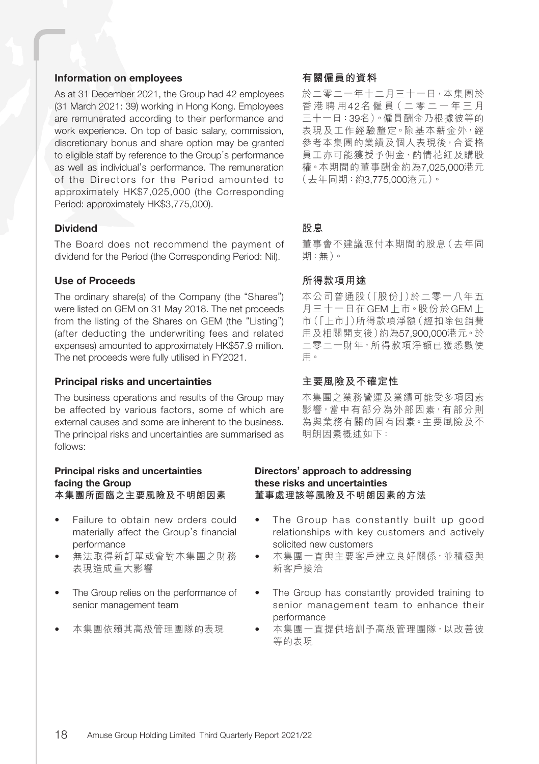### Information on employees

As at 31 December 2021, the Group had 42 employees (31 March 2021: 39) working in Hong Kong. Employees are remunerated according to their performance and work experience. On top of basic salary, commission, discretionary bonus and share option may be granted to eligible staff by reference to the Group's performance as well as individual's performance. The remuneration of the Directors for the Period amounted to approximately HK$7,025,000 (the Corresponding Period: approximately HK$3,775,000).

### 有關僱員的資料

於二零二一年十二月三十一日，本集團於香港聘用42名僱員（二零二一年三月三十一日：39名）。僱員酬金乃根據彼等的表現及工作經驗釐定。除基本薪金外，經參考本集團的業績及個人表現後，合資格員工亦可能獲授予佣金、酌情花紅及購股權。本期間的董事酬金約為7,025,000港元（去年同期：約3,775,000港元）。

### Dividend

The Board does not recommend the payment of dividend for the Period (the Corresponding Period: Nil).

### 股息

董事會不建議派付本期間的股息（去年同期：無）。

### Use of Proceeds

The ordinary share(s) of the Company (the "Shares") were listed on GEM on 31 May 2018. The net proceeds from the listing of the Shares on GEM (the "Listing") (after deducting the underwriting fees and related expenses) amounted to approximately HK$57.9 million. The net proceeds were fully utilised in FY2021.

### 所得款項用途

本公司普通股（「股份」）於二零一八年五月三十一日在GEM上市。股份於GEM上市（「上市」）所得款項淨額（經扣除包銷費用及相關開支後）約為57,900,000港元。於二零二一財年，所得款項淨額已獲悉數使用。

### Principal risks and uncertainties

The business operations and results of the Group may be affected by various factors, some of which are external causes and some are inherent to the business. The principal risks and uncertainties are summarised as follows:

### 主要風險及不確定性

本集團之業務營運及業績可能受多項因素影響，當中有部分為外部因素，有部分則為與業務有關的固有因素。主要風險及不明朗因素概述如下：

| **Principal risks and uncertainties facing the Group**<br>**本集團所面臨之主要風險及不明朗因素** | **Directors' approach to addressing these risks and uncertainties**<br>**董事處理該等風險及不明朗因素的方法** |
| --- | --- |
| • Failure to obtain new orders could materially affect the Group's financial performance<br>• 無法取得新訂單或會對本集團之財務表現造成重大影響 | • The Group has constantly built up good relationships with key customers and actively solicited new customers<br>• 本集團一直與主要客戶建立良好關係，並積極與新客戶接洽 |
| • The Group relies on the performance of senior management team<br>• 本集團依賴其高級管理團隊的表現 | • The Group has constantly provided training to senior management team to enhance their performance<br>• 本集團一直提供培訓予高級管理團隊，以改善彼等的表現 |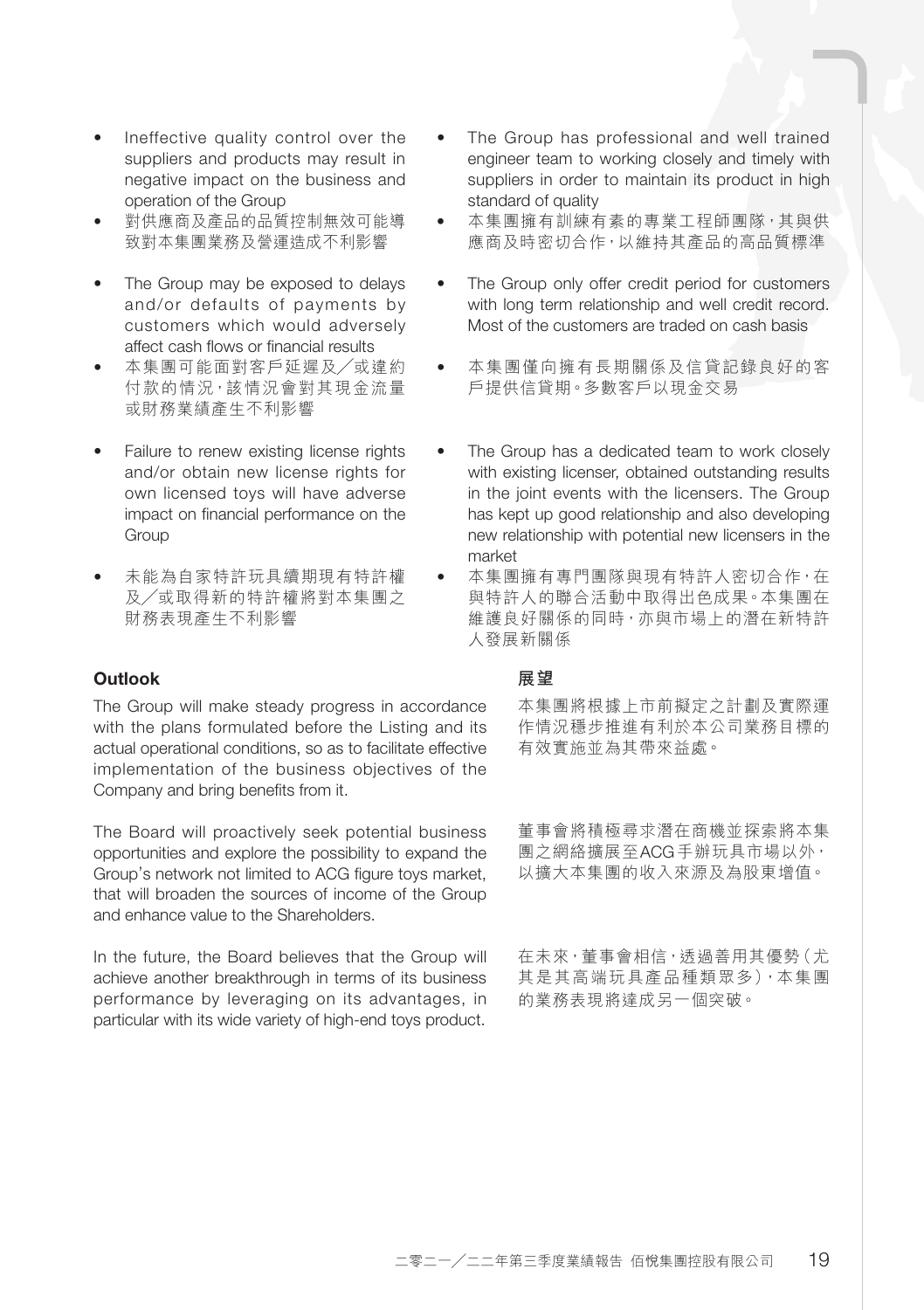- Ineffective quality control over the suppliers and products may result in negative impact on the business and operation of the Group
- 對供應商及產品的品質控制無效可能導致對本集團業務及營運造成不利影響

- The Group has professional and well trained engineer team to working closely and timely with suppliers in order to maintain its product in high standard of quality
- 本集團擁有訓練有素的專業工程師團隊，其與供應商及時密切合作，以維持其產品的高品質標準

- The Group may be exposed to delays and/or defaults of payments by customers which would adversely affect cash flows or financial results
- 本集團可能面對客戶延遲及╱或違約付款的情況，該情況會對其現金流量或財務業績產生不利影響

- The Group only offer credit period for customers with long term relationship and well credit record. Most of the customers are traded on cash basis
- 本集團僅向擁有長期關係及信貸記錄良好的客戶提供信貸期。多數客戶以現金交易

- Failure to renew existing license rights and/or obtain new license rights for own licensed toys will have adverse impact on financial performance on the Group
- 未能為自家特許玩具續期現有特許權及╱或取得新的特許權將對本集團之財務表現產生不利影響

- The Group has a dedicated team to work closely with existing licenser, obtained outstanding results in the joint events with the licensers. The Group has kept up good relationship and also developing new relationship with potential new licensers in the market
- 本集團擁有專門團隊與現有特許人密切合作，在與特許人的聯合活動中取得出色成果。本集團在維護良好關係的同時，亦與市場上的潛在新特許人發展新關係

**Outlook**

The Group will make steady progress in accordance with the plans formulated before the Listing and its actual operational conditions, so as to facilitate effective implementation of the business objectives of the Company and bring benefits from it.

The Board will proactively seek potential business opportunities and explore the possibility to expand the Group's network not limited to ACG figure toys market, that will broaden the sources of income of the Group and enhance value to the Shareholders.

In the future, the Board believes that the Group will achieve another breakthrough in terms of its business performance by leveraging on its advantages, in particular with its wide variety of high-end toys product.

**展望**

本集團將根據上市前擬定之計劃及實際運作情況穩步推進有利於本公司業務目標的有效實施並為其帶來益處。

董事會將積極尋求潛在商機並探索將本集團之網絡擴展至ACG手辦玩具市場以外，以擴大本集團的收入來源及為股東增值。

在未來，董事會相信，透過善用其優勢（尤其是其高端玩具產品種類眾多），本集團的業務表現將達成另一個突破。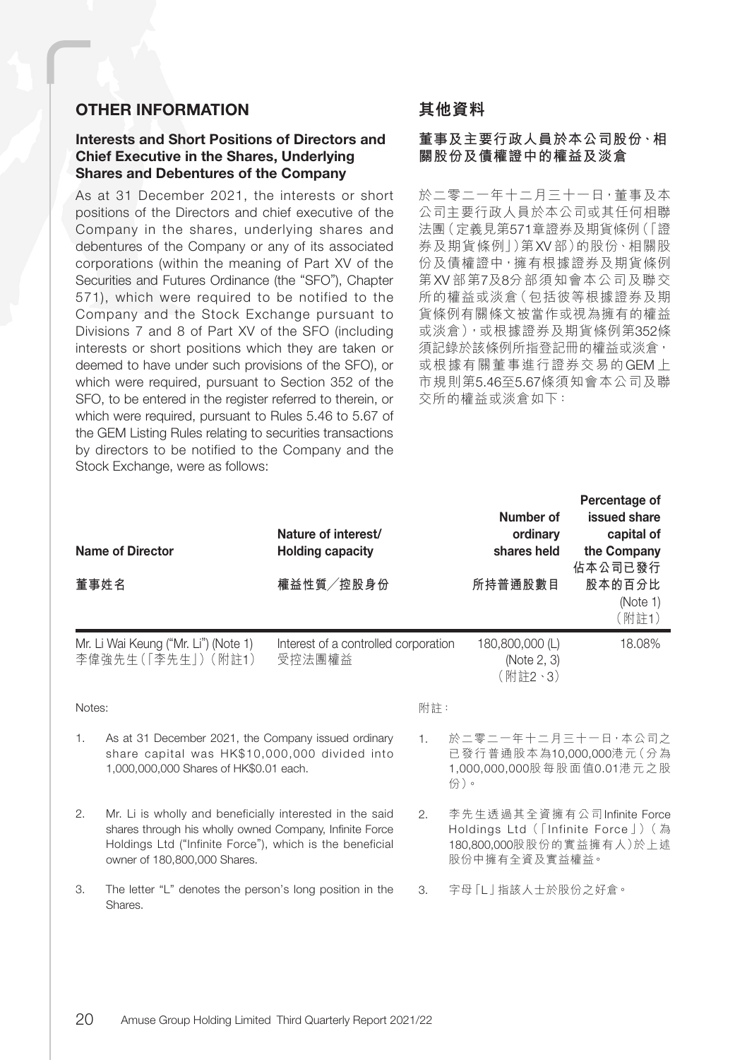## OTHER INFORMATION

### Interests and Short Positions of Directors and Chief Executive in the Shares, Underlying Shares and Debentures of the Company

As at 31 December 2021, the interests or short positions of the Directors and chief executive of the Company in the shares, underlying shares and debentures of the Company or any of its associated corporations (within the meaning of Part XV of the Securities and Futures Ordinance (the "SFO"), Chapter 571), which were required to be notified to the Company and the Stock Exchange pursuant to Divisions 7 and 8 of Part XV of the SFO (including interests or short positions which they are taken or deemed to have under such provisions of the SFO), or which were required, pursuant to Section 352 of the SFO, to be entered in the register referred to therein, or which were required, pursuant to Rules 5.46 to 5.67 of the GEM Listing Rules relating to securities transactions by directors to be notified to the Company and the Stock Exchange, were as follows:

## 其他資料

### 董事及主要行政人員於本公司股份、相關股份及債權證中的權益及淡倉

於二零二一年十二月三十一日，董事及本公司主要行政人員於本公司或其任何相聯法團（定義見第571章證券及期貨條例（「證券及期貨條例」）第XV部）的股份、相關股份及債權證中，擁有根據證券及期貨條例第XV部第7及8分部須知會本公司及聯交所的權益或淡倉（包括彼等根據證券及期貨條例有關條文被當作或視為擁有的權益或淡倉），或根據證券及期貨條例第352條須記錄於該條例所指登記冊的權益或淡倉，或根據有關董事進行證券交易的GEM上市規則第5.46至5.67條須知會本公司及聯交所的權益或淡倉如下：

| Name of Director<br>董事姓名 | Nature of interest/<br>Holding capacity<br>權益性質／控股身份 | Number of ordinary shares held<br>所持普通股數目 | Percentage of issued share capital of the Company<br>佔本公司已發行股本的百分比<br>(Note 1)<br>（附註1） |
|---|---|---|---|
| Mr. Li Wai Keung ("Mr. Li") (Note 1)<br>李偉強先生（「李先生」）（附註1） | Interest of a controlled corporation<br>受控法團權益 | 180,800,000 (L)<br>(Note 2, 3)<br>（附註2、3） | 18.08% |

Notes:

1. As at 31 December 2021, the Company issued ordinary share capital was HK$10,000,000 divided into 1,000,000,000 Shares of HK$0.01 each.

2. Mr. Li is wholly and beneficially interested in the said shares through his wholly owned Company, Infinite Force Holdings Ltd ("Infinite Force"), which is the beneficial owner of 180,800,000 Shares.

3. The letter "L" denotes the person's long position in the Shares.

附註：

1. 於二零二一年十二月三十一日，本公司之已發行普通股本為10,000,000港元（分為1,000,000,000股每股面值0.01港元之股份）。

2. 李先生透過其全資擁有公司Infinite Force Holdings Ltd（「Infinite Force」）（為180,800,000股股份的實益擁有人）於上述股份中擁有全資及實益權益。

3. 字母「L」指該人士於股份之好倉。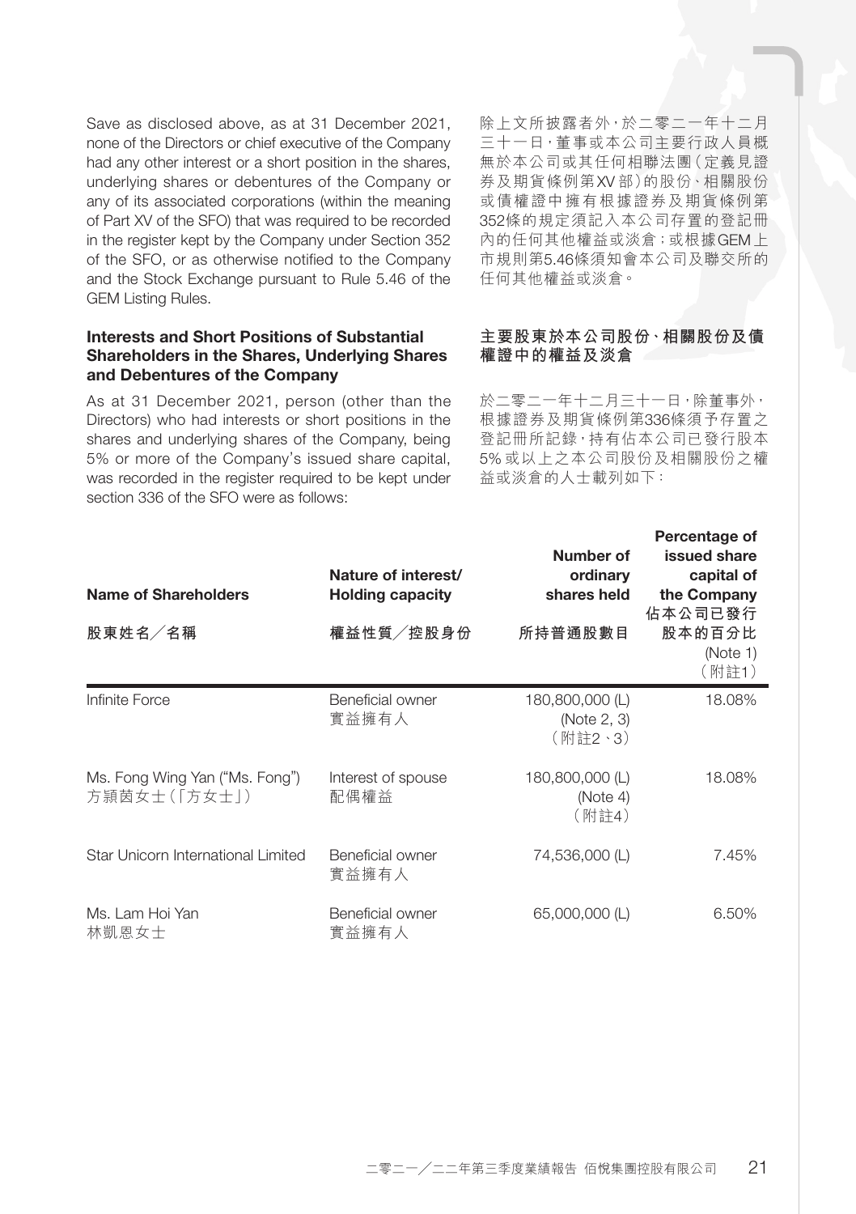Save as disclosed above, as at 31 December 2021, none of the Directors or chief executive of the Company had any other interest or a short position in the shares, underlying shares or debentures of the Company or any of its associated corporations (within the meaning of Part XV of the SFO) that was required to be recorded in the register kept by the Company under Section 352 of the SFO, or as otherwise notified to the Company and the Stock Exchange pursuant to Rule 5.46 of the GEM Listing Rules.

除上文所披露者外，於二零二一年十二月三十一日，董事或本公司主要行政人員概無於本公司或其任何相聯法團（定義見證券及期貨條例第XV部）的股份、相關股份或債權證中擁有根據證券及期貨條例第352條的規定須記入本公司存置的登記冊內的任何其他權益或淡倉；或根據GEM上市規則第5.46條須知會本公司及聯交所的任何其他權益或淡倉。

### Interests and Short Positions of Substantial Shareholders in the Shares, Underlying Shares and Debentures of the Company

### 主要股東於本公司股份、相關股份及債權證中的權益及淡倉

As at 31 December 2021, person (other than the Directors) who had interests or short positions in the shares and underlying shares of the Company, being 5% or more of the Company's issued share capital, was recorded in the register required to be kept under section 336 of the SFO were as follows:

於二零二一年十二月三十一日，除董事外，根據證券及期貨條例第336條須予存置之登記冊所記錄，持有佔本公司已發行股本5%或以上之本公司股份及相關股份之權益或淡倉的人士載列如下：

| Name of Shareholders<br>股東姓名／名稱 | Nature of interest/ Holding capacity<br>權益性質／控股身份 | Number of ordinary shares held<br>所持普通股數目 | Percentage of issued share capital of the Company<br>佔本公司已發行股本的百分比<br>(Note 1)<br>（附註1） |
|---|---|---|---|
| Infinite Force | Beneficial owner<br>實益擁有人 | 180,800,000 (L)<br>(Note 2, 3)<br>（附註2、3） | 18.08% |
| Ms. Fong Wing Yan ("Ms. Fong")<br>方潁茵女士（「方女士」） | Interest of spouse<br>配偶權益 | 180,800,000 (L)<br>(Note 4)<br>（附註4） | 18.08% |
| Star Unicorn International Limited | Beneficial owner<br>實益擁有人 | 74,536,000 (L) | 7.45% |
| Ms. Lam Hoi Yan<br>林凱恩女士 | Beneficial owner<br>實益擁有人 | 65,000,000 (L) | 6.50% |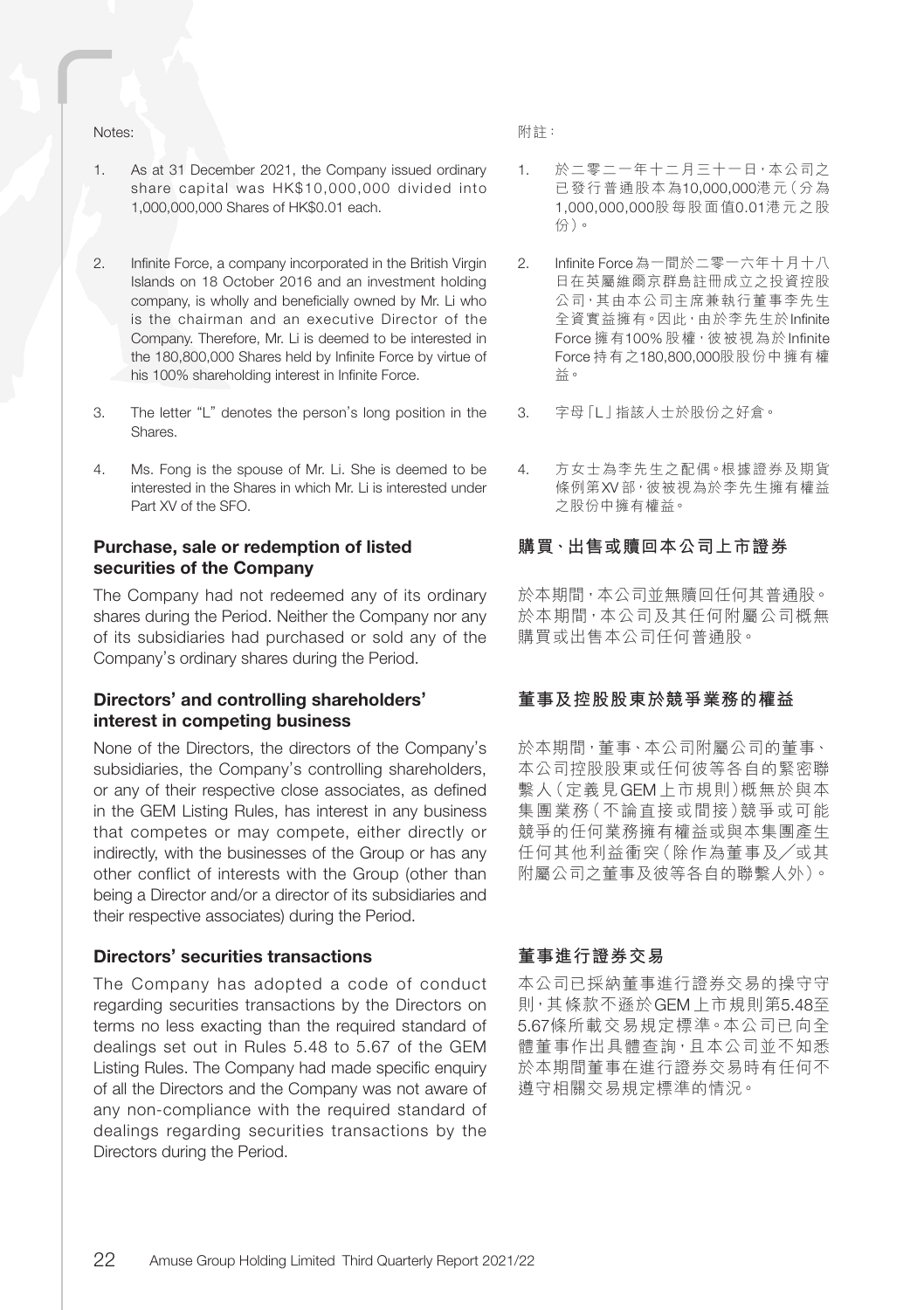Notes:

1. As at 31 December 2021, the Company issued ordinary share capital was HK$10,000,000 divided into 1,000,000,000 Shares of HK$0.01 each.

2. Infinite Force, a company incorporated in the British Virgin Islands on 18 October 2016 and an investment holding company, is wholly and beneficially owned by Mr. Li who is the chairman and an executive Director of the Company. Therefore, Mr. Li is deemed to be interested in the 180,800,000 Shares held by Infinite Force by virtue of his 100% shareholding interest in Infinite Force.

3. The letter "L" denotes the person's long position in the Shares.

4. Ms. Fong is the spouse of Mr. Li. She is deemed to be interested in the Shares in which Mr. Li is interested under Part XV of the SFO.

## Purchase, sale or redemption of listed securities of the Company

The Company had not redeemed any of its ordinary shares during the Period. Neither the Company nor any of its subsidiaries had purchased or sold any of the Company's ordinary shares during the Period.

## Directors' and controlling shareholders' interest in competing business

None of the Directors, the directors of the Company's subsidiaries, the Company's controlling shareholders, or any of their respective close associates, as defined in the GEM Listing Rules, has interest in any business that competes or may compete, either directly or indirectly, with the businesses of the Group or has any other conflict of interests with the Group (other than being a Director and/or a director of its subsidiaries and their respective associates) during the Period.

## Directors' securities transactions

The Company has adopted a code of conduct regarding securities transactions by the Directors on terms no less exacting than the required standard of dealings set out in Rules 5.48 to 5.67 of the GEM Listing Rules. The Company had made specific enquiry of all the Directors and the Company was not aware of any non-compliance with the required standard of dealings regarding securities transactions by the Directors during the Period.

附註：

1. 於二零二一年十二月三十一日，本公司之已發行普通股本為10,000,000港元（分為1,000,000,000股每股面值0.01港元之股份）。

2. Infinite Force為一間於二零一六年十月十八日在英屬維爾京群島註冊成立之投資控股公司，其由本公司主席兼執行董事李先生全資實益擁有。因此，由於李先生於Infinite Force擁有100%股權，彼被視為於Infinite Force持有之180,800,000股股份中擁有權益。

3. 字母「L」指該人士於股份之好倉。

4. 方女士為李先生之配偶。根據證券及期貨條例第XV部，彼被視為於李先生擁有權益之股份中擁有權益。

## 購買、出售或贖回本公司上市證券

於本期間，本公司並無贖回任何其普通股。於本期間，本公司及其任何附屬公司概無購買或出售本公司任何普通股。

## 董事及控股股東於競爭業務的權益

於本期間，董事、本公司附屬公司的董事、本公司控股股東或任何彼等各自的緊密聯繫人（定義見GEM上市規則）概無於與本集團業務（不論直接或間接）競爭或可能競爭的任何業務擁有權益或與本集團產生任何其他利益衝突（除作為董事及／或其附屬公司之董事及彼等各自的聯繫人外）。

## 董事進行證券交易

本公司已採納董事進行證券交易的操守守則，其條款不遜於GEM上市規則第5.48至5.67條所載交易規定標準。本公司已向全體董事作出具體查詢，且本公司並不知悉於本期間董事在進行證券交易時有任何不遵守相關交易規定標準的情況。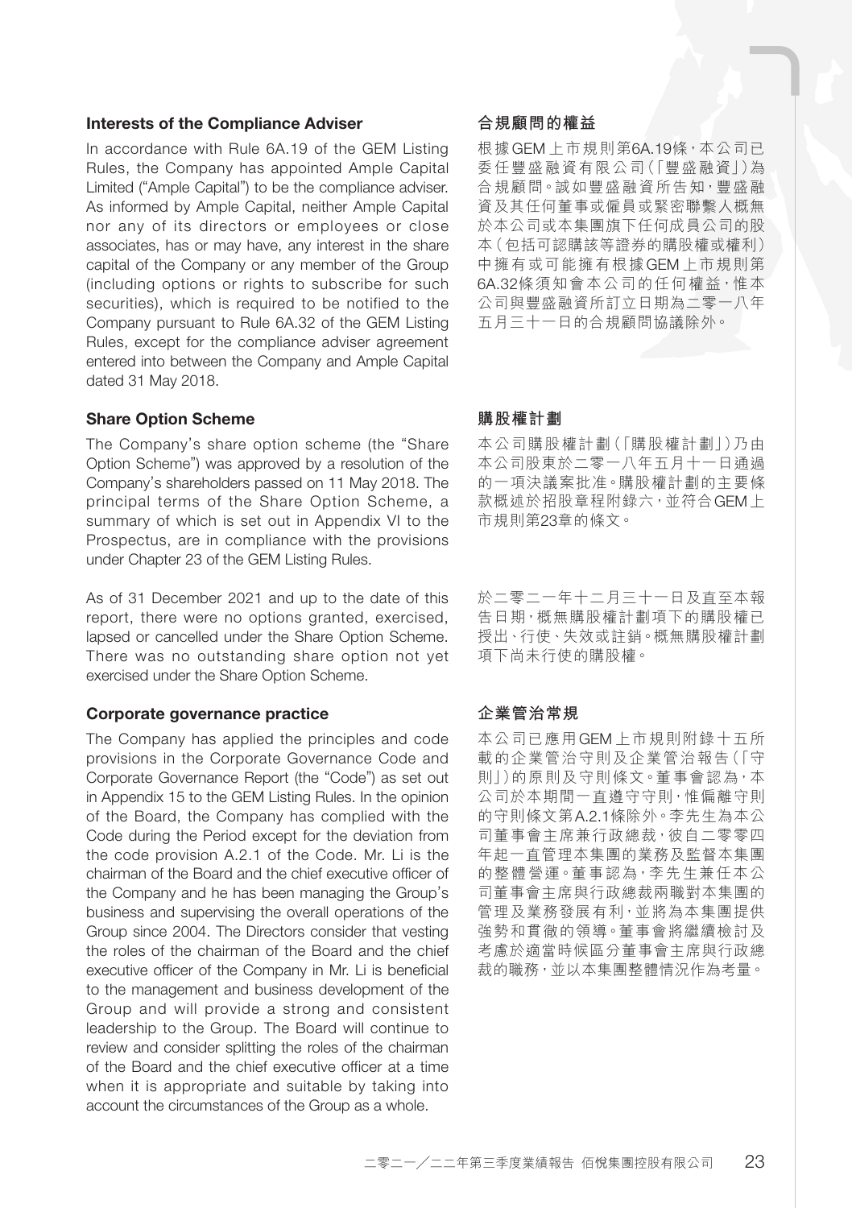### Interests of the Compliance Adviser

In accordance with Rule 6A.19 of the GEM Listing Rules, the Company has appointed Ample Capital Limited ("Ample Capital") to be the compliance adviser. As informed by Ample Capital, neither Ample Capital nor any of its directors or employees or close associates, has or may have, any interest in the share capital of the Company or any member of the Group (including options or rights to subscribe for such securities), which is required to be notified to the Company pursuant to Rule 6A.32 of the GEM Listing Rules, except for the compliance adviser agreement entered into between the Company and Ample Capital dated 31 May 2018.

### 合規顧問的權益

根據GEM上市規則第6A.19條，本公司已委任豐盛融資有限公司（「豐盛融資」）為合規顧問。誠如豐盛融資所告知，豐盛融資及其任何董事或僱員或緊密聯繫人概無於本公司或本集團旗下任何成員公司的股本（包括可認購該等證券的購股權或權利）中擁有或可能擁有根據GEM上市規則第6A.32條須知會本公司的任何權益，惟本公司與豐盛融資所訂立日期為二零一八年五月三十一日的合規顧問協議除外。

### Share Option Scheme

The Company's share option scheme (the "Share Option Scheme") was approved by a resolution of the Company's shareholders passed on 11 May 2018. The principal terms of the Share Option Scheme, a summary of which is set out in Appendix VI to the Prospectus, are in compliance with the provisions under Chapter 23 of the GEM Listing Rules.

As of 31 December 2021 and up to the date of this report, there were no options granted, exercised, lapsed or cancelled under the Share Option Scheme. There was no outstanding share option not yet exercised under the Share Option Scheme.

### 購股權計劃

本公司購股權計劃（「購股權計劃」）乃由本公司股東於二零一八年五月十一日通過的一項決議案批准。購股權計劃的主要條款概述於招股章程附錄六，並符合GEM上市規則第23章的條文。

於二零二一年十二月三十一日及直至本報告日期，概無購股權計劃項下的購股權已授出、行使、失效或註銷。概無購股權計劃項下尚未行使的購股權。

### Corporate governance practice

The Company has applied the principles and code provisions in the Corporate Governance Code and Corporate Governance Report (the "Code") as set out in Appendix 15 to the GEM Listing Rules. In the opinion of the Board, the Company has complied with the Code during the Period except for the deviation from the code provision A.2.1 of the Code. Mr. Li is the chairman of the Board and the chief executive officer of the Company and he has been managing the Group's business and supervising the overall operations of the Group since 2004. The Directors consider that vesting the roles of the chairman of the Board and the chief executive officer of the Company in Mr. Li is beneficial to the management and business development of the Group and will provide a strong and consistent leadership to the Group. The Board will continue to review and consider splitting the roles of the chairman of the Board and the chief executive officer at a time when it is appropriate and suitable by taking into account the circumstances of the Group as a whole.

### 企業管治常規

本公司已應用GEM上市規則附錄十五所載的企業管治守則及企業管治報告（「守則」）的原則及守則條文。董事會認為，本公司於本期間一直遵守守則，惟偏離守則的守則條文第A.2.1條除外。李先生為本公司董事會主席兼行政總裁，彼自二零零四年起一直管理本集團的業務及監督本集團的整體營運。董事認為，李先生兼任本公司董事會主席與行政總裁兩職對本集團的管理及業務發展有利，並將為本集團提供強勢和貫徹的領導。董事會將繼續檢討及考慮於適當時候區分董事會主席與行政總裁的職務，並以本集團整體情況作為考量。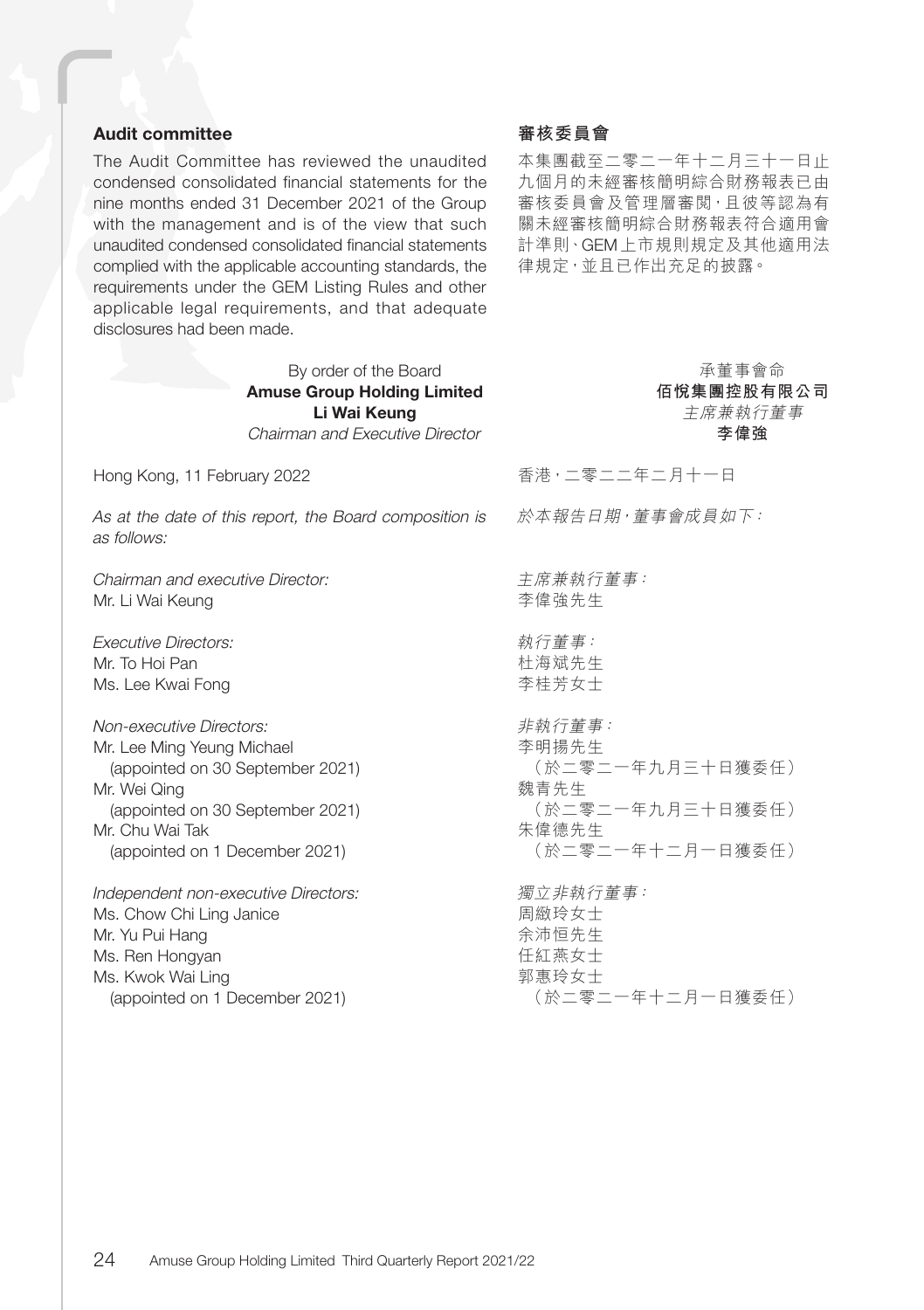## Audit committee

The Audit Committee has reviewed the unaudited condensed consolidated financial statements for the nine months ended 31 December 2021 of the Group with the management and is of the view that such unaudited condensed consolidated financial statements complied with the applicable accounting standards, the requirements under the GEM Listing Rules and other applicable legal requirements, and that adequate disclosures had been made.

## 審核委員會

本集團截至二零二一年十二月三十一日止九個月的未經審核簡明綜合財務報表已由審核委員會及管理層審閱，且彼等認為有關未經審核簡明綜合財務報表符合適用會計準則、GEM上市規則規定及其他適用法律規定，並且已作出充足的披露。

By order of the Board
**Amuse Group Holding Limited**
**Li Wai Keung**
*Chairman and Executive Director*

承董事會命
**佰悅集團控股有限公司**
*主席兼執行董事*
**李偉強**

Hong Kong, 11 February 2022

香港，二零二二年二月十一日

*As at the date of this report, the Board composition is as follows:*

*Chairman and executive Director:*
Mr. Li Wai Keung

*Executive Directors:*
Mr. To Hoi Pan
Ms. Lee Kwai Fong

*Non-executive Directors:*
Mr. Lee Ming Yeung Michael
(appointed on 30 September 2021)
Mr. Wei Qing
(appointed on 30 September 2021)
Mr. Chu Wai Tak
(appointed on 1 December 2021)

*Independent non-executive Directors:*
Ms. Chow Chi Ling Janice
Mr. Yu Pui Hang
Ms. Ren Hongyan
Ms. Kwok Wai Ling
(appointed on 1 December 2021)

*於本報告日期，董事會成員如下：*

*主席兼執行董事：*
李偉強先生

*執行董事：*
杜海斌先生
李桂芳女士

*非執行董事：*
李明揚先生
（於二零二一年九月三十日獲委任）
魏青先生
（於二零二一年九月三十日獲委任）
朱偉德先生
（於二零二一年十二月一日獲委任）

*獨立非執行董事：*
周緻玲女士
余沛恒先生
任紅燕女士
郭惠玲女士
（於二零二一年十二月一日獲委任）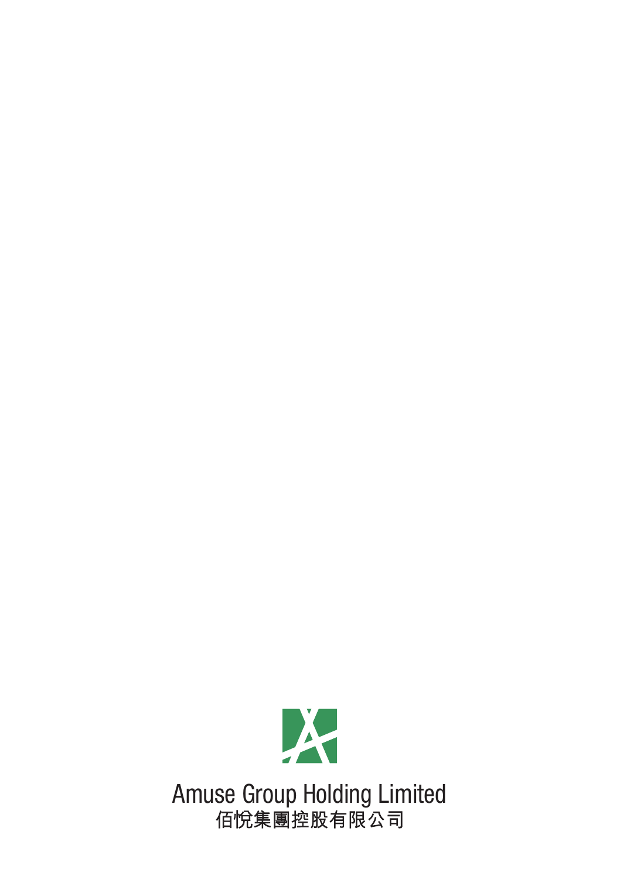Amuse Group Holding Limited

佰悅集團控股有限公司